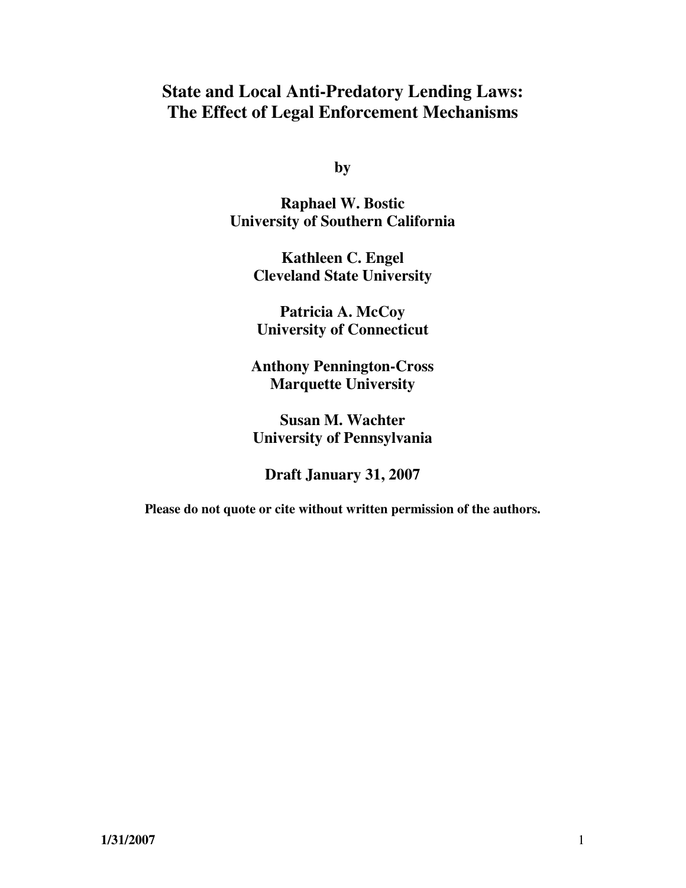# State and Local Anti-Predatory Lending Laws: The Effect of Legal Enforcement Mechanisms

**by**

**Raphael W. Bostic**
**University of Southern California**

**Kathleen C. Engel**
**Cleveland State University**

**Patricia A. McCoy**
**University of Connecticut**

**Anthony Pennington-Cross**
**Marquette University**

**Susan M. Wachter**
**University of Pennsylvania**

**Draft January 31, 2007**

**Please do not quote or cite without written permission of the authors.**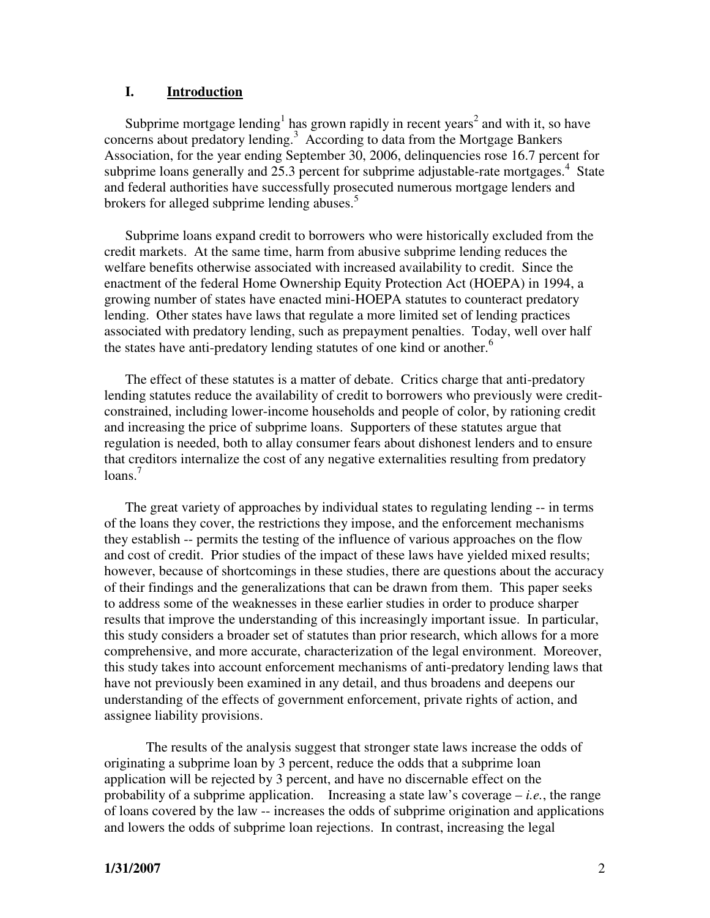## I. Introduction

Subprime mortgage lending[1] has grown rapidly in recent years[2] and with it, so have concerns about predatory lending.[3] According to data from the Mortgage Bankers Association, for the year ending September 30, 2006, delinquencies rose 16.7 percent for subprime loans generally and 25.3 percent for subprime adjustable-rate mortgages.[4] State and federal authorities have successfully prosecuted numerous mortgage lenders and brokers for alleged subprime lending abuses.[5]

Subprime loans expand credit to borrowers who were historically excluded from the credit markets. At the same time, harm from abusive subprime lending reduces the welfare benefits otherwise associated with increased availability to credit. Since the enactment of the federal Home Ownership Equity Protection Act (HOEPA) in 1994, a growing number of states have enacted mini-HOEPA statutes to counteract predatory lending. Other states have laws that regulate a more limited set of lending practices associated with predatory lending, such as prepayment penalties. Today, well over half the states have anti-predatory lending statutes of one kind or another.[6]

The effect of these statutes is a matter of debate. Critics charge that anti-predatory lending statutes reduce the availability of credit to borrowers who previously were credit-constrained, including lower-income households and people of color, by rationing credit and increasing the price of subprime loans. Supporters of these statutes argue that regulation is needed, both to allay consumer fears about dishonest lenders and to ensure that creditors internalize the cost of any negative externalities resulting from predatory loans.[7]

The great variety of approaches by individual states to regulating lending -- in terms of the loans they cover, the restrictions they impose, and the enforcement mechanisms they establish -- permits the testing of the influence of various approaches on the flow and cost of credit. Prior studies of the impact of these laws have yielded mixed results; however, because of shortcomings in these studies, there are questions about the accuracy of their findings and the generalizations that can be drawn from them. This paper seeks to address some of the weaknesses in these earlier studies in order to produce sharper results that improve the understanding of this increasingly important issue. In particular, this study considers a broader set of statutes than prior research, which allows for a more comprehensive, and more accurate, characterization of the legal environment. Moreover, this study takes into account enforcement mechanisms of anti-predatory lending laws that have not previously been examined in any detail, and thus broadens and deepens our understanding of the effects of government enforcement, private rights of action, and assignee liability provisions.

The results of the analysis suggest that stronger state laws increase the odds of originating a subprime loan by 3 percent, reduce the odds that a subprime loan application will be rejected by 3 percent, and have no discernable effect on the probability of a subprime application. Increasing a state law's coverage – *i.e.*, the range of loans covered by the law -- increases the odds of subprime origination and applications and lowers the odds of subprime loan rejections. In contrast, increasing the legal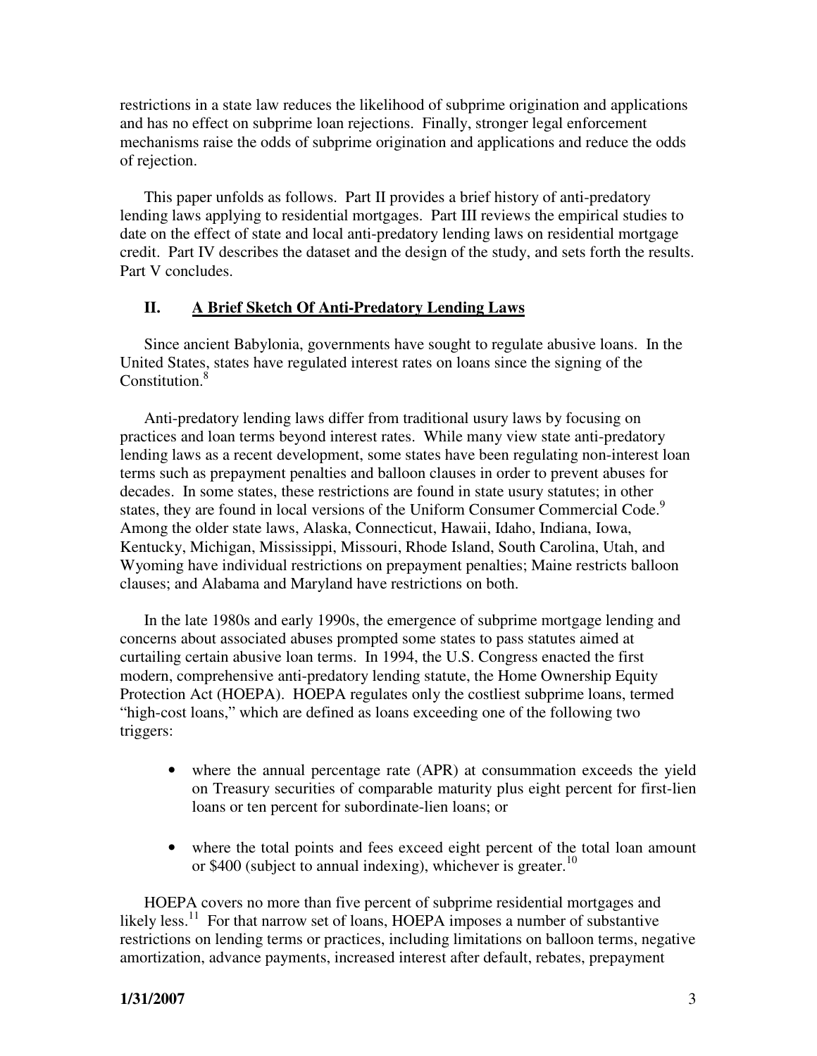restrictions in a state law reduces the likelihood of subprime origination and applications and has no effect on subprime loan rejections. Finally, stronger legal enforcement mechanisms raise the odds of subprime origination and applications and reduce the odds of rejection.

This paper unfolds as follows. Part II provides a brief history of anti-predatory lending laws applying to residential mortgages. Part III reviews the empirical studies to date on the effect of state and local anti-predatory lending laws on residential mortgage credit. Part IV describes the dataset and the design of the study, and sets forth the results. Part V concludes.

## II. A Brief Sketch Of Anti-Predatory Lending Laws

Since ancient Babylonia, governments have sought to regulate abusive loans. In the United States, states have regulated interest rates on loans since the signing of the Constitution.[8]

Anti-predatory lending laws differ from traditional usury laws by focusing on practices and loan terms beyond interest rates. While many view state anti-predatory lending laws as a recent development, some states have been regulating non-interest loan terms such as prepayment penalties and balloon clauses in order to prevent abuses for decades. In some states, these restrictions are found in state usury statutes; in other states, they are found in local versions of the Uniform Consumer Commercial Code.[9] Among the older state laws, Alaska, Connecticut, Hawaii, Idaho, Indiana, Iowa, Kentucky, Michigan, Mississippi, Missouri, Rhode Island, South Carolina, Utah, and Wyoming have individual restrictions on prepayment penalties; Maine restricts balloon clauses; and Alabama and Maryland have restrictions on both.

In the late 1980s and early 1990s, the emergence of subprime mortgage lending and concerns about associated abuses prompted some states to pass statutes aimed at curtailing certain abusive loan terms. In 1994, the U.S. Congress enacted the first modern, comprehensive anti-predatory lending statute, the Home Ownership Equity Protection Act (HOEPA). HOEPA regulates only the costliest subprime loans, termed "high-cost loans," which are defined as loans exceeding one of the following two triggers:

- where the annual percentage rate (APR) at consummation exceeds the yield on Treasury securities of comparable maturity plus eight percent for first-lien loans or ten percent for subordinate-lien loans; or
- where the total points and fees exceed eight percent of the total loan amount or $400 (subject to annual indexing), whichever is greater.[10]

HOEPA covers no more than five percent of subprime residential mortgages and likely less.[11] For that narrow set of loans, HOEPA imposes a number of substantive restrictions on lending terms or practices, including limitations on balloon terms, negative amortization, advance payments, increased interest after default, rebates, prepayment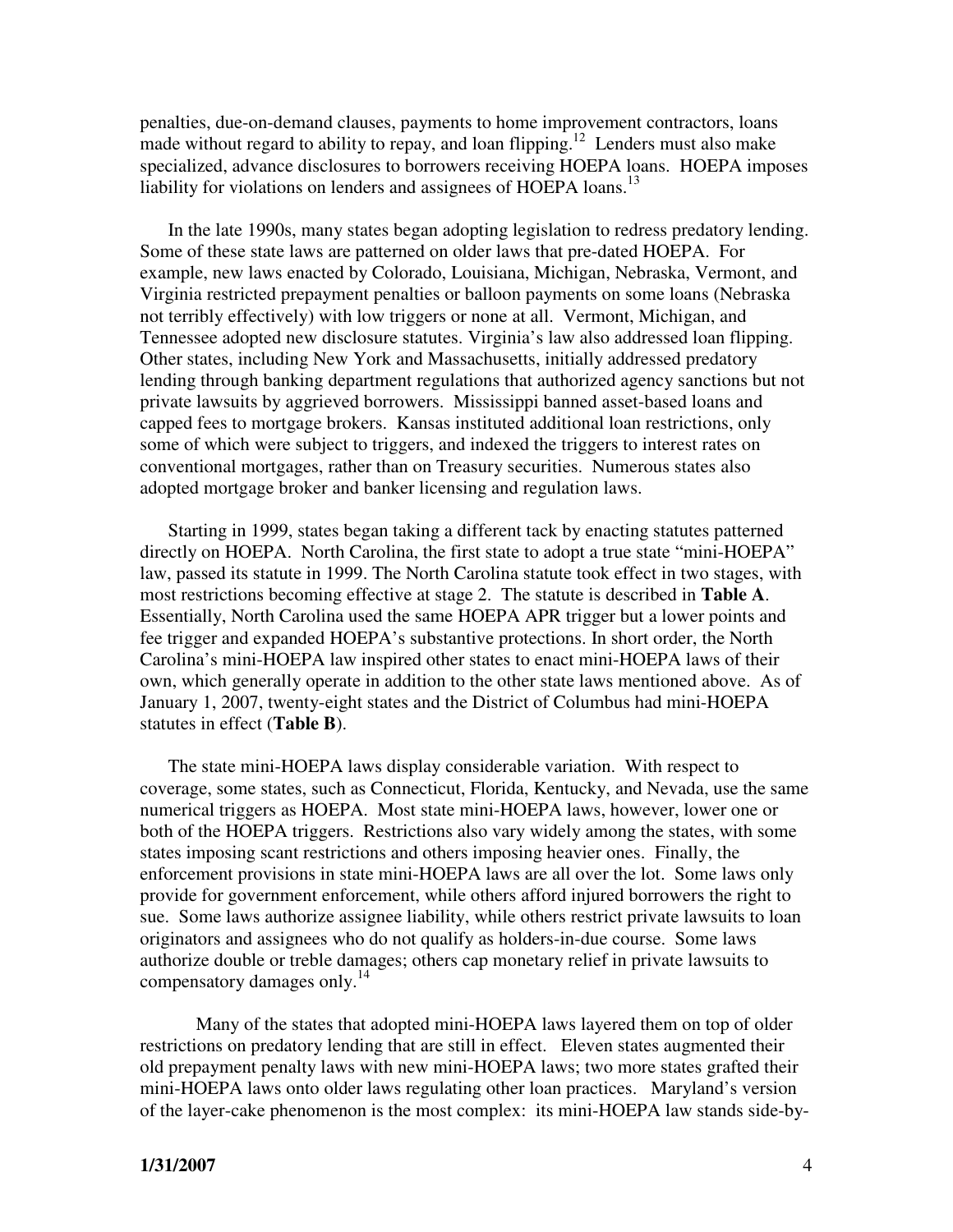penalties, due-on-demand clauses, payments to home improvement contractors, loans made without regard to ability to repay, and loan flipping.[12] Lenders must also make specialized, advance disclosures to borrowers receiving HOEPA loans. HOEPA imposes liability for violations on lenders and assignees of HOEPA loans.[13]

In the late 1990s, many states began adopting legislation to redress predatory lending. Some of these state laws are patterned on older laws that pre-dated HOEPA. For example, new laws enacted by Colorado, Louisiana, Michigan, Nebraska, Vermont, and Virginia restricted prepayment penalties or balloon payments on some loans (Nebraska not terribly effectively) with low triggers or none at all. Vermont, Michigan, and Tennessee adopted new disclosure statutes. Virginia's law also addressed loan flipping. Other states, including New York and Massachusetts, initially addressed predatory lending through banking department regulations that authorized agency sanctions but not private lawsuits by aggrieved borrowers. Mississippi banned asset-based loans and capped fees to mortgage brokers. Kansas instituted additional loan restrictions, only some of which were subject to triggers, and indexed the triggers to interest rates on conventional mortgages, rather than on Treasury securities. Numerous states also adopted mortgage broker and banker licensing and regulation laws.

Starting in 1999, states began taking a different tack by enacting statutes patterned directly on HOEPA. North Carolina, the first state to adopt a true state "mini-HOEPA" law, passed its statute in 1999. The North Carolina statute took effect in two stages, with most restrictions becoming effective at stage 2. The statute is described in **Table A**. Essentially, North Carolina used the same HOEPA APR trigger but a lower points and fee trigger and expanded HOEPA's substantive protections. In short order, the North Carolina's mini-HOEPA law inspired other states to enact mini-HOEPA laws of their own, which generally operate in addition to the other state laws mentioned above. As of January 1, 2007, twenty-eight states and the District of Columbus had mini-HOEPA statutes in effect (**Table B**).

The state mini-HOEPA laws display considerable variation. With respect to coverage, some states, such as Connecticut, Florida, Kentucky, and Nevada, use the same numerical triggers as HOEPA. Most state mini-HOEPA laws, however, lower one or both of the HOEPA triggers. Restrictions also vary widely among the states, with some states imposing scant restrictions and others imposing heavier ones. Finally, the enforcement provisions in state mini-HOEPA laws are all over the lot. Some laws only provide for government enforcement, while others afford injured borrowers the right to sue. Some laws authorize assignee liability, while others restrict private lawsuits to loan originators and assignees who do not qualify as holders-in-due course. Some laws authorize double or treble damages; others cap monetary relief in private lawsuits to compensatory damages only.[14]

Many of the states that adopted mini-HOEPA laws layered them on top of older restrictions on predatory lending that are still in effect. Eleven states augmented their old prepayment penalty laws with new mini-HOEPA laws; two more states grafted their mini-HOEPA laws onto older laws regulating other loan practices. Maryland's version of the layer-cake phenomenon is the most complex: its mini-HOEPA law stands side-by-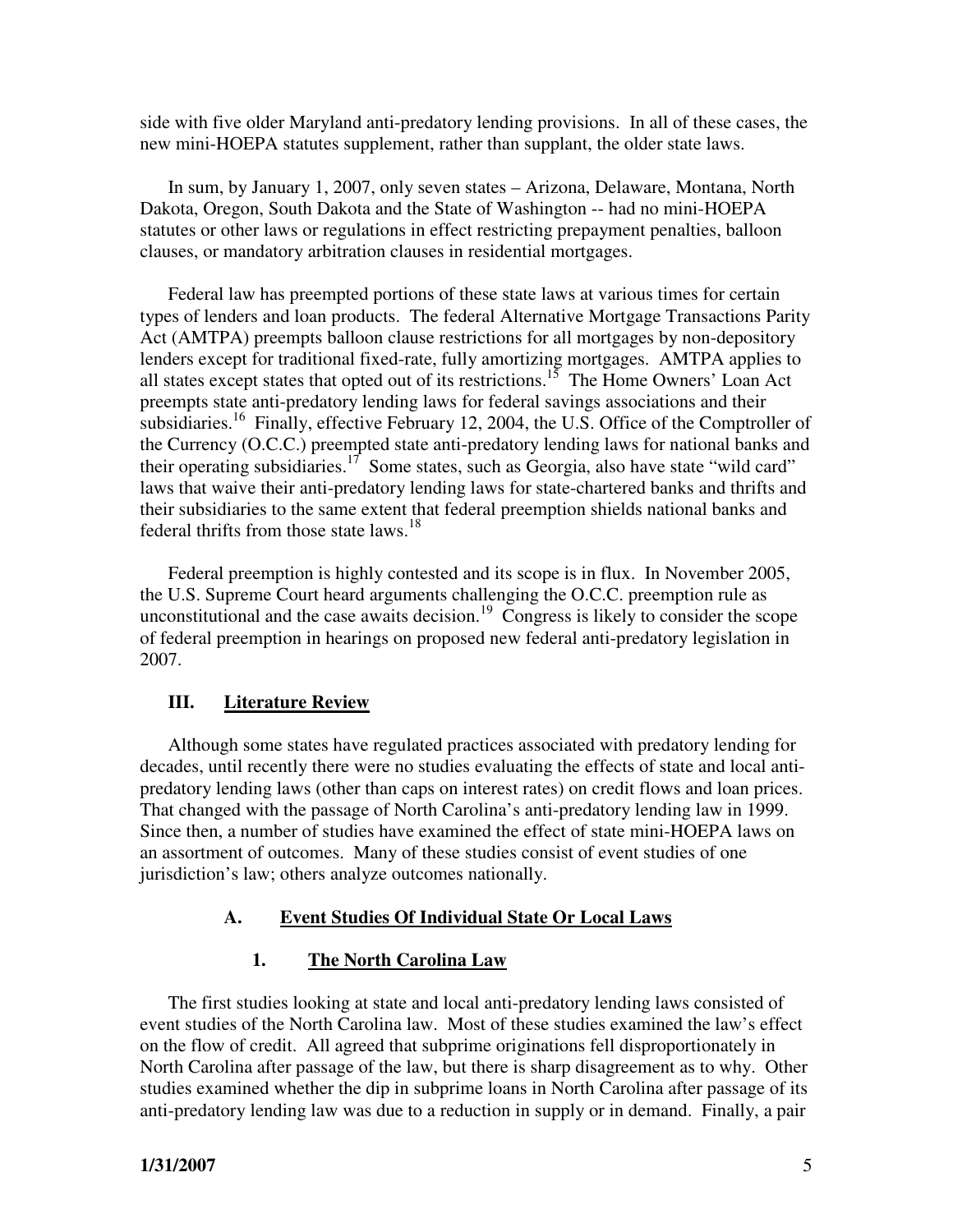side with five older Maryland anti-predatory lending provisions. In all of these cases, the new mini-HOEPA statutes supplement, rather than supplant, the older state laws.

In sum, by January 1, 2007, only seven states – Arizona, Delaware, Montana, North Dakota, Oregon, South Dakota and the State of Washington -- had no mini-HOEPA statutes or other laws or regulations in effect restricting prepayment penalties, balloon clauses, or mandatory arbitration clauses in residential mortgages.

Federal law has preempted portions of these state laws at various times for certain types of lenders and loan products. The federal Alternative Mortgage Transactions Parity Act (AMTPA) preempts balloon clause restrictions for all mortgages by non-depository lenders except for traditional fixed-rate, fully amortizing mortgages. AMTPA applies to all states except states that opted out of its restrictions.[15] The Home Owners' Loan Act preempts state anti-predatory lending laws for federal savings associations and their subsidiaries.[16] Finally, effective February 12, 2004, the U.S. Office of the Comptroller of the Currency (O.C.C.) preempted state anti-predatory lending laws for national banks and their operating subsidiaries.[17] Some states, such as Georgia, also have state "wild card" laws that waive their anti-predatory lending laws for state-chartered banks and thrifts and their subsidiaries to the same extent that federal preemption shields national banks and federal thrifts from those state laws.[18]

Federal preemption is highly contested and its scope is in flux. In November 2005, the U.S. Supreme Court heard arguments challenging the O.C.C. preemption rule as unconstitutional and the case awaits decision.[19] Congress is likely to consider the scope of federal preemption in hearings on proposed new federal anti-predatory legislation in 2007.

## III. Literature Review

Although some states have regulated practices associated with predatory lending for decades, until recently there were no studies evaluating the effects of state and local anti-predatory lending laws (other than caps on interest rates) on credit flows and loan prices. That changed with the passage of North Carolina's anti-predatory lending law in 1999. Since then, a number of studies have examined the effect of state mini-HOEPA laws on an assortment of outcomes. Many of these studies consist of event studies of one jurisdiction's law; others analyze outcomes nationally.

### A. Event Studies Of Individual State Or Local Laws

#### 1. The North Carolina Law

The first studies looking at state and local anti-predatory lending laws consisted of event studies of the North Carolina law. Most of these studies examined the law's effect on the flow of credit. All agreed that subprime originations fell disproportionately in North Carolina after passage of the law, but there is sharp disagreement as to why. Other studies examined whether the dip in subprime loans in North Carolina after passage of its anti-predatory lending law was due to a reduction in supply or in demand. Finally, a pair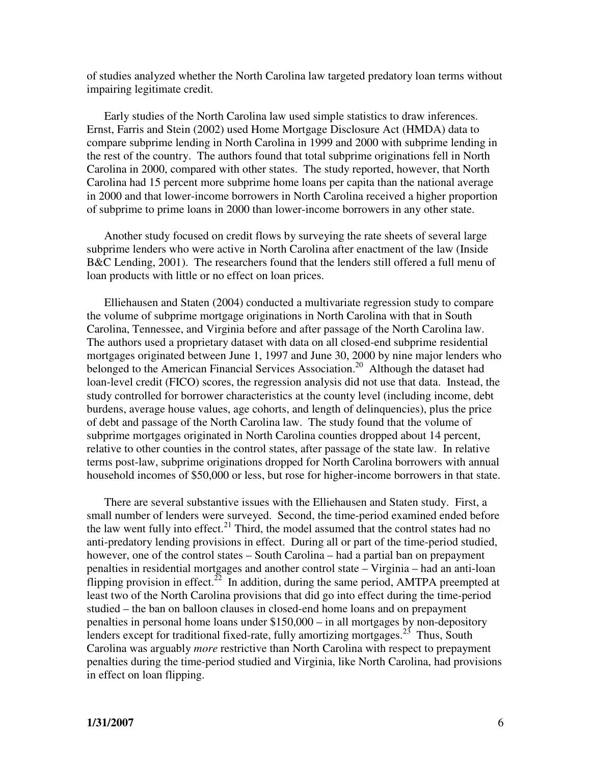of studies analyzed whether the North Carolina law targeted predatory loan terms without impairing legitimate credit.

Early studies of the North Carolina law used simple statistics to draw inferences. Ernst, Farris and Stein (2002) used Home Mortgage Disclosure Act (HMDA) data to compare subprime lending in North Carolina in 1999 and 2000 with subprime lending in the rest of the country. The authors found that total subprime originations fell in North Carolina in 2000, compared with other states. The study reported, however, that North Carolina had 15 percent more subprime home loans per capita than the national average in 2000 and that lower-income borrowers in North Carolina received a higher proportion of subprime to prime loans in 2000 than lower-income borrowers in any other state.

Another study focused on credit flows by surveying the rate sheets of several large subprime lenders who were active in North Carolina after enactment of the law (Inside B&C Lending, 2001). The researchers found that the lenders still offered a full menu of loan products with little or no effect on loan prices.

Elliehausen and Staten (2004) conducted a multivariate regression study to compare the volume of subprime mortgage originations in North Carolina with that in South Carolina, Tennessee, and Virginia before and after passage of the North Carolina law. The authors used a proprietary dataset with data on all closed-end subprime residential mortgages originated between June 1, 1997 and June 30, 2000 by nine major lenders who belonged to the American Financial Services Association.[20] Although the dataset had loan-level credit (FICO) scores, the regression analysis did not use that data. Instead, the study controlled for borrower characteristics at the county level (including income, debt burdens, average house values, age cohorts, and length of delinquencies), plus the price of debt and passage of the North Carolina law. The study found that the volume of subprime mortgages originated in North Carolina counties dropped about 14 percent, relative to other counties in the control states, after passage of the state law. In relative terms post-law, subprime originations dropped for North Carolina borrowers with annual household incomes of $50,000 or less, but rose for higher-income borrowers in that state.

There are several substantive issues with the Elliehausen and Staten study. First, a small number of lenders were surveyed. Second, the time-period examined ended before the law went fully into effect.[21] Third, the model assumed that the control states had no anti-predatory lending provisions in effect. During all or part of the time-period studied, however, one of the control states – South Carolina – had a partial ban on prepayment penalties in residential mortgages and another control state – Virginia – had an anti-loan flipping provision in effect.[22] In addition, during the same period, AMTPA preempted at least two of the North Carolina provisions that did go into effect during the time-period studied – the ban on balloon clauses in closed-end home loans and on prepayment penalties in personal home loans under $150,000 – in all mortgages by non-depository lenders except for traditional fixed-rate, fully amortizing mortgages.[23] Thus, South Carolina was arguably *more* restrictive than North Carolina with respect to prepayment penalties during the time-period studied and Virginia, like North Carolina, had provisions in effect on loan flipping.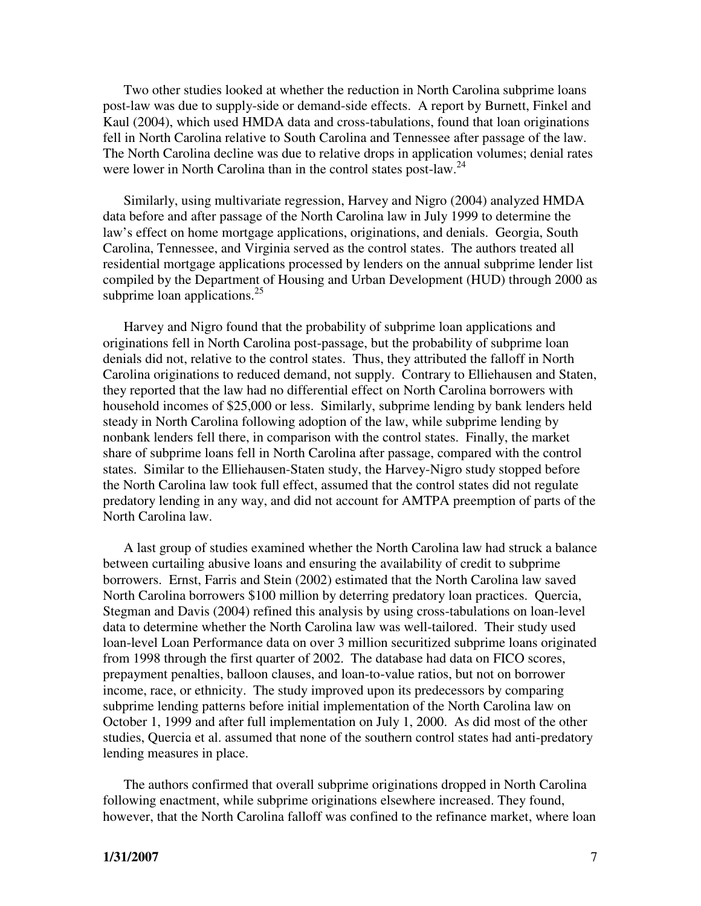Two other studies looked at whether the reduction in North Carolina subprime loans post-law was due to supply-side or demand-side effects. A report by Burnett, Finkel and Kaul (2004), which used HMDA data and cross-tabulations, found that loan originations fell in North Carolina relative to South Carolina and Tennessee after passage of the law. The North Carolina decline was due to relative drops in application volumes; denial rates were lower in North Carolina than in the control states post-law.[24]

Similarly, using multivariate regression, Harvey and Nigro (2004) analyzed HMDA data before and after passage of the North Carolina law in July 1999 to determine the law's effect on home mortgage applications, originations, and denials. Georgia, South Carolina, Tennessee, and Virginia served as the control states. The authors treated all residential mortgage applications processed by lenders on the annual subprime lender list compiled by the Department of Housing and Urban Development (HUD) through 2000 as subprime loan applications.[25]

Harvey and Nigro found that the probability of subprime loan applications and originations fell in North Carolina post-passage, but the probability of subprime loan denials did not, relative to the control states. Thus, they attributed the falloff in North Carolina originations to reduced demand, not supply. Contrary to Elliehausen and Staten, they reported that the law had no differential effect on North Carolina borrowers with household incomes of $25,000 or less. Similarly, subprime lending by bank lenders held steady in North Carolina following adoption of the law, while subprime lending by nonbank lenders fell there, in comparison with the control states. Finally, the market share of subprime loans fell in North Carolina after passage, compared with the control states. Similar to the Elliehausen-Staten study, the Harvey-Nigro study stopped before the North Carolina law took full effect, assumed that the control states did not regulate predatory lending in any way, and did not account for AMTPA preemption of parts of the North Carolina law.

A last group of studies examined whether the North Carolina law had struck a balance between curtailing abusive loans and ensuring the availability of credit to subprime borrowers. Ernst, Farris and Stein (2002) estimated that the North Carolina law saved North Carolina borrowers $100 million by deterring predatory loan practices. Quercia, Stegman and Davis (2004) refined this analysis by using cross-tabulations on loan-level data to determine whether the North Carolina law was well-tailored. Their study used loan-level Loan Performance data on over 3 million securitized subprime loans originated from 1998 through the first quarter of 2002. The database had data on FICO scores, prepayment penalties, balloon clauses, and loan-to-value ratios, but not on borrower income, race, or ethnicity. The study improved upon its predecessors by comparing subprime lending patterns before initial implementation of the North Carolina law on October 1, 1999 and after full implementation on July 1, 2000. As did most of the other studies, Quercia et al. assumed that none of the southern control states had anti-predatory lending measures in place.

The authors confirmed that overall subprime originations dropped in North Carolina following enactment, while subprime originations elsewhere increased. They found, however, that the North Carolina falloff was confined to the refinance market, where loan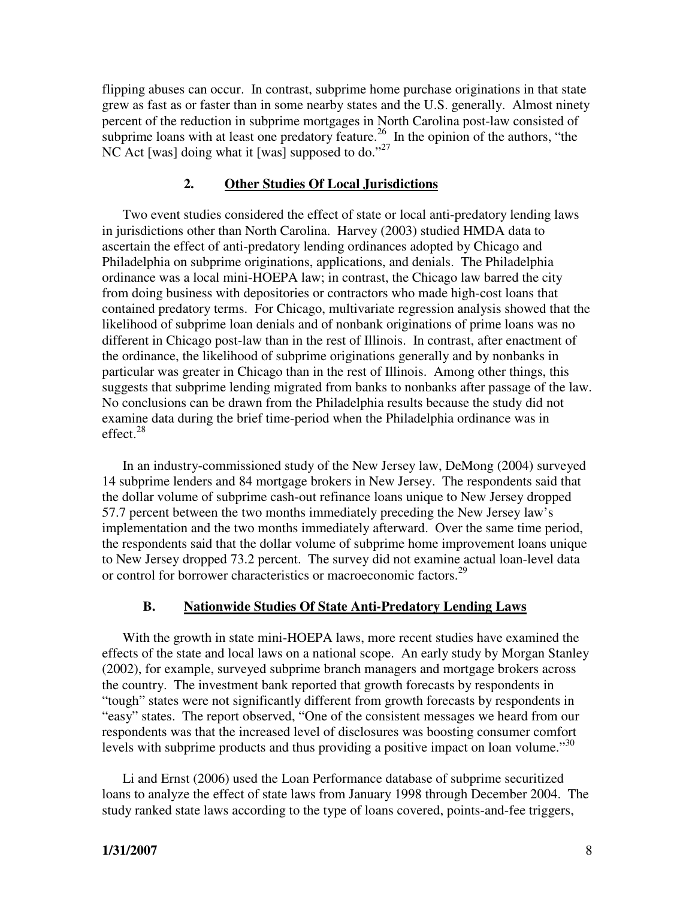flipping abuses can occur. In contrast, subprime home purchase originations in that state grew as fast as or faster than in some nearby states and the U.S. generally. Almost ninety percent of the reduction in subprime mortgages in North Carolina post-law consisted of subprime loans with at least one predatory feature.[26] In the opinion of the authors, "the NC Act [was] doing what it [was] supposed to do."[27]

### 2. Other Studies Of Local Jurisdictions

Two event studies considered the effect of state or local anti-predatory lending laws in jurisdictions other than North Carolina. Harvey (2003) studied HMDA data to ascertain the effect of anti-predatory lending ordinances adopted by Chicago and Philadelphia on subprime originations, applications, and denials. The Philadelphia ordinance was a local mini-HOEPA law; in contrast, the Chicago law barred the city from doing business with depositories or contractors who made high-cost loans that contained predatory terms. For Chicago, multivariate regression analysis showed that the likelihood of subprime loan denials and of nonbank originations of prime loans was no different in Chicago post-law than in the rest of Illinois. In contrast, after enactment of the ordinance, the likelihood of subprime originations generally and by nonbanks in particular was greater in Chicago than in the rest of Illinois. Among other things, this suggests that subprime lending migrated from banks to nonbanks after passage of the law. No conclusions can be drawn from the Philadelphia results because the study did not examine data during the brief time-period when the Philadelphia ordinance was in effect.[28]

In an industry-commissioned study of the New Jersey law, DeMong (2004) surveyed 14 subprime lenders and 84 mortgage brokers in New Jersey. The respondents said that the dollar volume of subprime cash-out refinance loans unique to New Jersey dropped 57.7 percent between the two months immediately preceding the New Jersey law's implementation and the two months immediately afterward. Over the same time period, the respondents said that the dollar volume of subprime home improvement loans unique to New Jersey dropped 73.2 percent. The survey did not examine actual loan-level data or control for borrower characteristics or macroeconomic factors.[29]

## B. Nationwide Studies Of State Anti-Predatory Lending Laws

With the growth in state mini-HOEPA laws, more recent studies have examined the effects of the state and local laws on a national scope. An early study by Morgan Stanley (2002), for example, surveyed subprime branch managers and mortgage brokers across the country. The investment bank reported that growth forecasts by respondents in "tough" states were not significantly different from growth forecasts by respondents in "easy" states. The report observed, "One of the consistent messages we heard from our respondents was that the increased level of disclosures was boosting consumer comfort levels with subprime products and thus providing a positive impact on loan volume."[30]

Li and Ernst (2006) used the Loan Performance database of subprime securitized loans to analyze the effect of state laws from January 1998 through December 2004. The study ranked state laws according to the type of loans covered, points-and-fee triggers,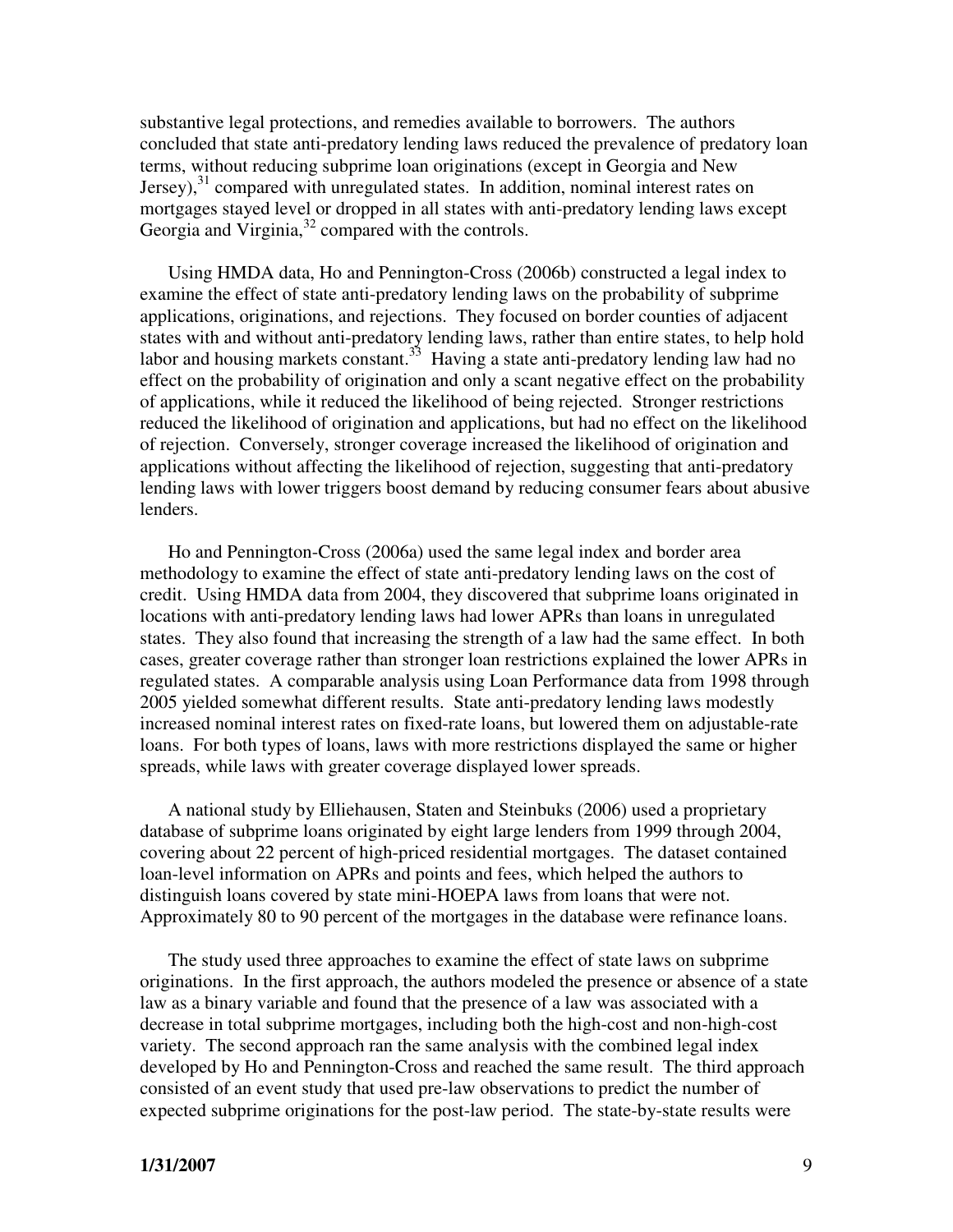substantive legal protections, and remedies available to borrowers. The authors concluded that state anti-predatory lending laws reduced the prevalence of predatory loan terms, without reducing subprime loan originations (except in Georgia and New Jersey),[31] compared with unregulated states. In addition, nominal interest rates on mortgages stayed level or dropped in all states with anti-predatory lending laws except Georgia and Virginia,[32] compared with the controls.

Using HMDA data, Ho and Pennington-Cross (2006b) constructed a legal index to examine the effect of state anti-predatory lending laws on the probability of subprime applications, originations, and rejections. They focused on border counties of adjacent states with and without anti-predatory lending laws, rather than entire states, to help hold labor and housing markets constant.[33] Having a state anti-predatory lending law had no effect on the probability of origination and only a scant negative effect on the probability of applications, while it reduced the likelihood of being rejected. Stronger restrictions reduced the likelihood of origination and applications, but had no effect on the likelihood of rejection. Conversely, stronger coverage increased the likelihood of origination and applications without affecting the likelihood of rejection, suggesting that anti-predatory lending laws with lower triggers boost demand by reducing consumer fears about abusive lenders.

Ho and Pennington-Cross (2006a) used the same legal index and border area methodology to examine the effect of state anti-predatory lending laws on the cost of credit. Using HMDA data from 2004, they discovered that subprime loans originated in locations with anti-predatory lending laws had lower APRs than loans in unregulated states. They also found that increasing the strength of a law had the same effect. In both cases, greater coverage rather than stronger loan restrictions explained the lower APRs in regulated states. A comparable analysis using Loan Performance data from 1998 through 2005 yielded somewhat different results. State anti-predatory lending laws modestly increased nominal interest rates on fixed-rate loans, but lowered them on adjustable-rate loans. For both types of loans, laws with more restrictions displayed the same or higher spreads, while laws with greater coverage displayed lower spreads.

A national study by Elliehausen, Staten and Steinbuks (2006) used a proprietary database of subprime loans originated by eight large lenders from 1999 through 2004, covering about 22 percent of high-priced residential mortgages. The dataset contained loan-level information on APRs and points and fees, which helped the authors to distinguish loans covered by state mini-HOEPA laws from loans that were not. Approximately 80 to 90 percent of the mortgages in the database were refinance loans.

The study used three approaches to examine the effect of state laws on subprime originations. In the first approach, the authors modeled the presence or absence of a state law as a binary variable and found that the presence of a law was associated with a decrease in total subprime mortgages, including both the high-cost and non-high-cost variety. The second approach ran the same analysis with the combined legal index developed by Ho and Pennington-Cross and reached the same result. The third approach consisted of an event study that used pre-law observations to predict the number of expected subprime originations for the post-law period. The state-by-state results were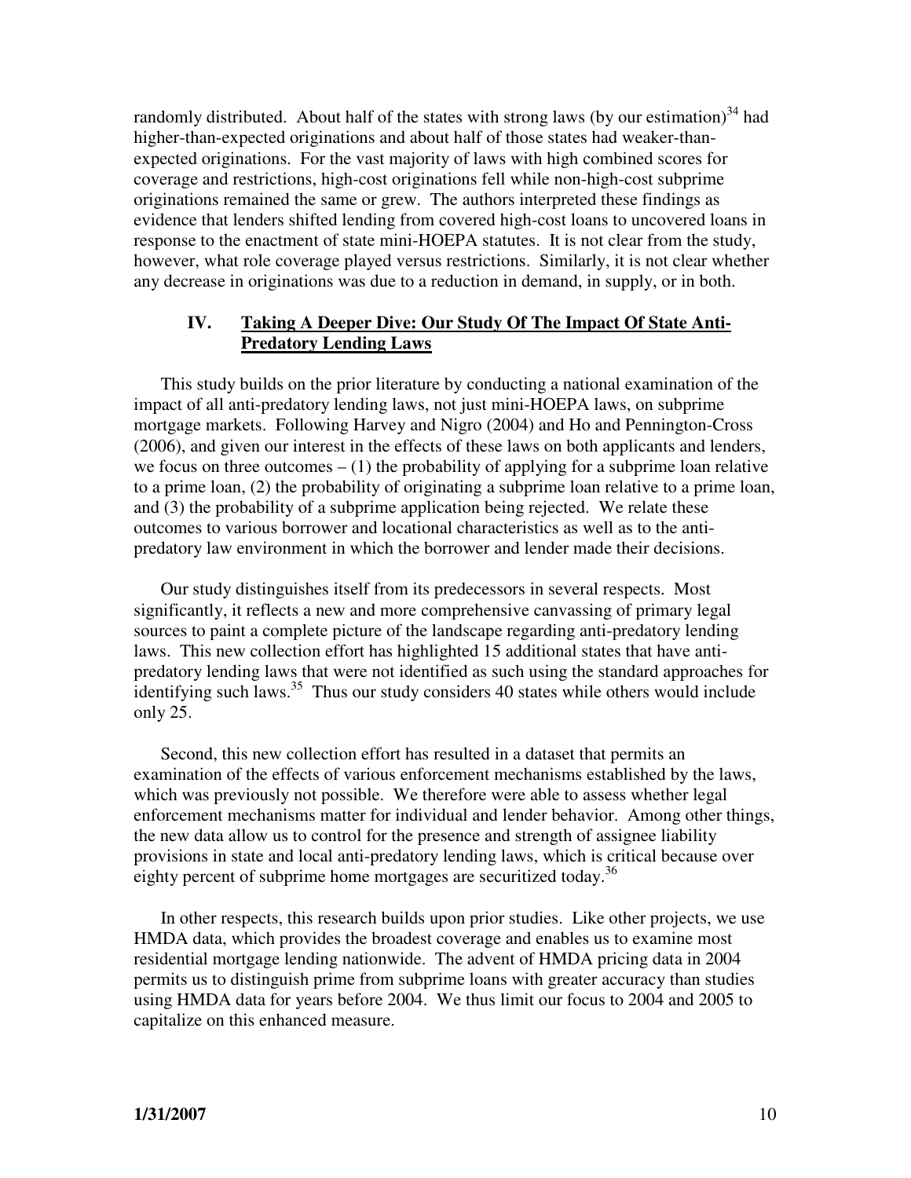randomly distributed. About half of the states with strong laws (by our estimation)[34] had higher-than-expected originations and about half of those states had weaker-than-expected originations. For the vast majority of laws with high combined scores for coverage and restrictions, high-cost originations fell while non-high-cost subprime originations remained the same or grew. The authors interpreted these findings as evidence that lenders shifted lending from covered high-cost loans to uncovered loans in response to the enactment of state mini-HOEPA statutes. It is not clear from the study, however, what role coverage played versus restrictions. Similarly, it is not clear whether any decrease in originations was due to a reduction in demand, in supply, or in both.

## IV. Taking A Deeper Dive: Our Study Of The Impact Of State Anti-Predatory Lending Laws

This study builds on the prior literature by conducting a national examination of the impact of all anti-predatory lending laws, not just mini-HOEPA laws, on subprime mortgage markets. Following Harvey and Nigro (2004) and Ho and Pennington-Cross (2006), and given our interest in the effects of these laws on both applicants and lenders, we focus on three outcomes – (1) the probability of applying for a subprime loan relative to a prime loan, (2) the probability of originating a subprime loan relative to a prime loan, and (3) the probability of a subprime application being rejected. We relate these outcomes to various borrower and locational characteristics as well as to the anti-predatory law environment in which the borrower and lender made their decisions.

Our study distinguishes itself from its predecessors in several respects. Most significantly, it reflects a new and more comprehensive canvassing of primary legal sources to paint a complete picture of the landscape regarding anti-predatory lending laws. This new collection effort has highlighted 15 additional states that have anti-predatory lending laws that were not identified as such using the standard approaches for identifying such laws.[35] Thus our study considers 40 states while others would include only 25.

Second, this new collection effort has resulted in a dataset that permits an examination of the effects of various enforcement mechanisms established by the laws, which was previously not possible. We therefore were able to assess whether legal enforcement mechanisms matter for individual and lender behavior. Among other things, the new data allow us to control for the presence and strength of assignee liability provisions in state and local anti-predatory lending laws, which is critical because over eighty percent of subprime home mortgages are securitized today.[36]

In other respects, this research builds upon prior studies. Like other projects, we use HMDA data, which provides the broadest coverage and enables us to examine most residential mortgage lending nationwide. The advent of HMDA pricing data in 2004 permits us to distinguish prime from subprime loans with greater accuracy than studies using HMDA data for years before 2004. We thus limit our focus to 2004 and 2005 to capitalize on this enhanced measure.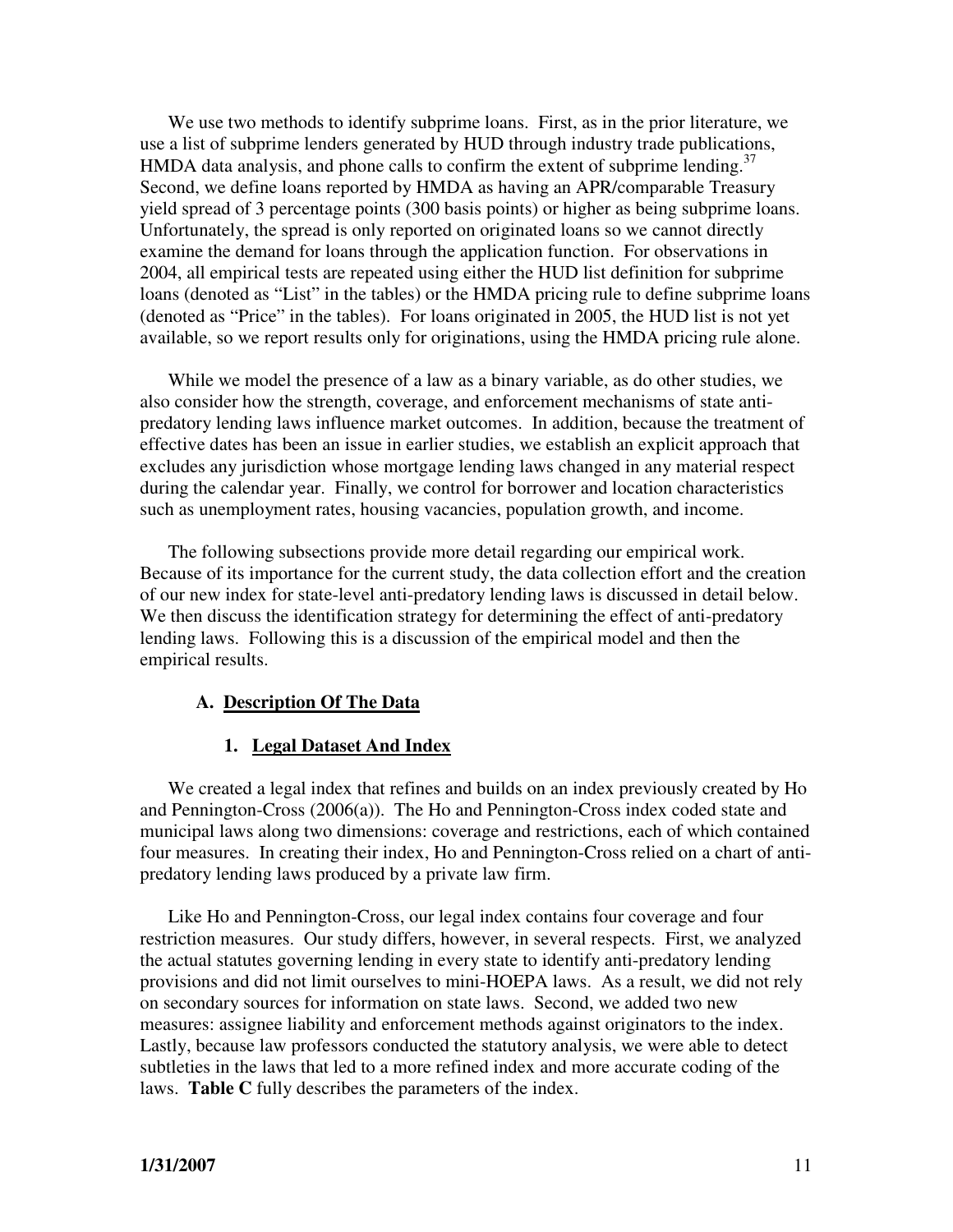We use two methods to identify subprime loans. First, as in the prior literature, we use a list of subprime lenders generated by HUD through industry trade publications, HMDA data analysis, and phone calls to confirm the extent of subprime lending.[37] Second, we define loans reported by HMDA as having an APR/comparable Treasury yield spread of 3 percentage points (300 basis points) or higher as being subprime loans. Unfortunately, the spread is only reported on originated loans so we cannot directly examine the demand for loans through the application function. For observations in 2004, all empirical tests are repeated using either the HUD list definition for subprime loans (denoted as "List" in the tables) or the HMDA pricing rule to define subprime loans (denoted as "Price" in the tables). For loans originated in 2005, the HUD list is not yet available, so we report results only for originations, using the HMDA pricing rule alone.

While we model the presence of a law as a binary variable, as do other studies, we also consider how the strength, coverage, and enforcement mechanisms of state anti-predatory lending laws influence market outcomes. In addition, because the treatment of effective dates has been an issue in earlier studies, we establish an explicit approach that excludes any jurisdiction whose mortgage lending laws changed in any material respect during the calendar year. Finally, we control for borrower and location characteristics such as unemployment rates, housing vacancies, population growth, and income.

The following subsections provide more detail regarding our empirical work. Because of its importance for the current study, the data collection effort and the creation of our new index for state-level anti-predatory lending laws is discussed in detail below. We then discuss the identification strategy for determining the effect of anti-predatory lending laws. Following this is a discussion of the empirical model and then the empirical results.

## A. Description Of The Data

### 1. Legal Dataset And Index

We created a legal index that refines and builds on an index previously created by Ho and Pennington-Cross (2006(a)). The Ho and Pennington-Cross index coded state and municipal laws along two dimensions: coverage and restrictions, each of which contained four measures. In creating their index, Ho and Pennington-Cross relied on a chart of anti-predatory lending laws produced by a private law firm.

Like Ho and Pennington-Cross, our legal index contains four coverage and four restriction measures. Our study differs, however, in several respects. First, we analyzed the actual statutes governing lending in every state to identify anti-predatory lending provisions and did not limit ourselves to mini-HOEPA laws. As a result, we did not rely on secondary sources for information on state laws. Second, we added two new measures: assignee liability and enforcement methods against originators to the index. Lastly, because law professors conducted the statutory analysis, we were able to detect subtleties in the laws that led to a more refined index and more accurate coding of the laws. **Table C** fully describes the parameters of the index.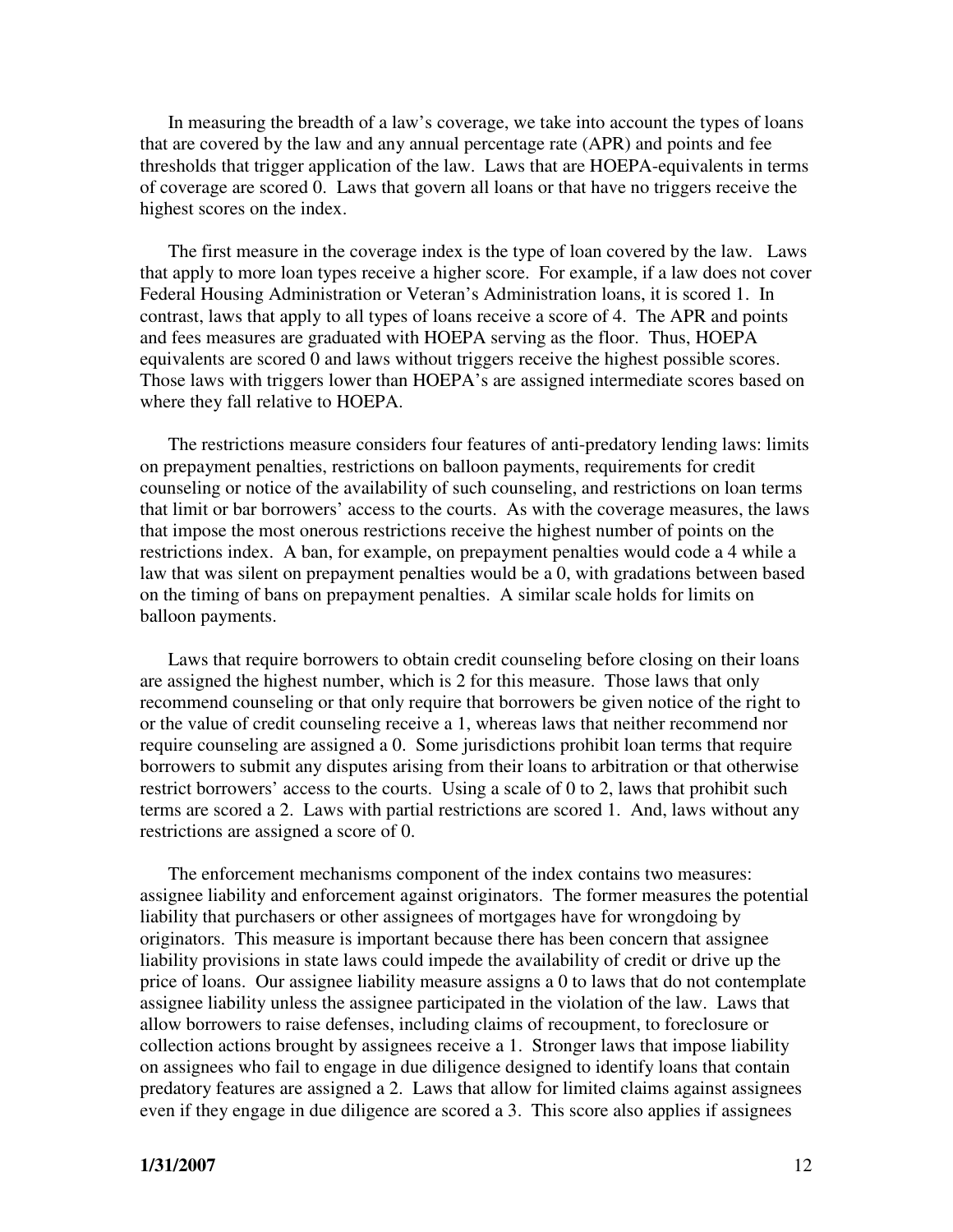In measuring the breadth of a law's coverage, we take into account the types of loans that are covered by the law and any annual percentage rate (APR) and points and fee thresholds that trigger application of the law. Laws that are HOEPA-equivalents in terms of coverage are scored 0. Laws that govern all loans or that have no triggers receive the highest scores on the index.

The first measure in the coverage index is the type of loan covered by the law. Laws that apply to more loan types receive a higher score. For example, if a law does not cover Federal Housing Administration or Veteran's Administration loans, it is scored 1. In contrast, laws that apply to all types of loans receive a score of 4. The APR and points and fees measures are graduated with HOEPA serving as the floor. Thus, HOEPA equivalents are scored 0 and laws without triggers receive the highest possible scores. Those laws with triggers lower than HOEPA's are assigned intermediate scores based on where they fall relative to HOEPA.

The restrictions measure considers four features of anti-predatory lending laws: limits on prepayment penalties, restrictions on balloon payments, requirements for credit counseling or notice of the availability of such counseling, and restrictions on loan terms that limit or bar borrowers' access to the courts. As with the coverage measures, the laws that impose the most onerous restrictions receive the highest number of points on the restrictions index. A ban, for example, on prepayment penalties would code a 4 while a law that was silent on prepayment penalties would be a 0, with gradations between based on the timing of bans on prepayment penalties. A similar scale holds for limits on balloon payments.

Laws that require borrowers to obtain credit counseling before closing on their loans are assigned the highest number, which is 2 for this measure. Those laws that only recommend counseling or that only require that borrowers be given notice of the right to or the value of credit counseling receive a 1, whereas laws that neither recommend nor require counseling are assigned a 0. Some jurisdictions prohibit loan terms that require borrowers to submit any disputes arising from their loans to arbitration or that otherwise restrict borrowers' access to the courts. Using a scale of 0 to 2, laws that prohibit such terms are scored a 2. Laws with partial restrictions are scored 1. And, laws without any restrictions are assigned a score of 0.

The enforcement mechanisms component of the index contains two measures: assignee liability and enforcement against originators. The former measures the potential liability that purchasers or other assignees of mortgages have for wrongdoing by originators. This measure is important because there has been concern that assignee liability provisions in state laws could impede the availability of credit or drive up the price of loans. Our assignee liability measure assigns a 0 to laws that do not contemplate assignee liability unless the assignee participated in the violation of the law. Laws that allow borrowers to raise defenses, including claims of recoupment, to foreclosure or collection actions brought by assignees receive a 1. Stronger laws that impose liability on assignees who fail to engage in due diligence designed to identify loans that contain predatory features are assigned a 2. Laws that allow for limited claims against assignees even if they engage in due diligence are scored a 3. This score also applies if assignees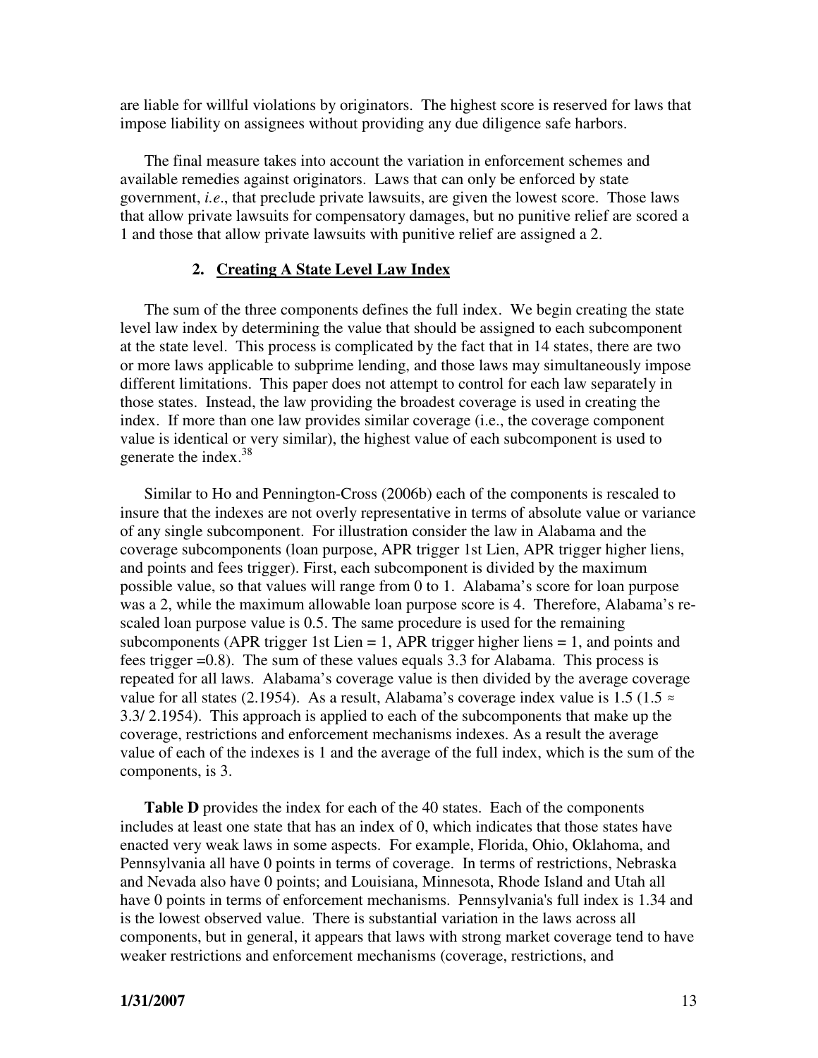are liable for willful violations by originators. The highest score is reserved for laws that impose liability on assignees without providing any due diligence safe harbors.

The final measure takes into account the variation in enforcement schemes and available remedies against originators. Laws that can only be enforced by state government, *i.e*., that preclude private lawsuits, are given the lowest score. Those laws that allow private lawsuits for compensatory damages, but no punitive relief are scored a 1 and those that allow private lawsuits with punitive relief are assigned a 2.

### 2. Creating A State Level Law Index

The sum of the three components defines the full index. We begin creating the state level law index by determining the value that should be assigned to each subcomponent at the state level. This process is complicated by the fact that in 14 states, there are two or more laws applicable to subprime lending, and those laws may simultaneously impose different limitations. This paper does not attempt to control for each law separately in those states. Instead, the law providing the broadest coverage is used in creating the index. If more than one law provides similar coverage (i.e., the coverage component value is identical or very similar), the highest value of each subcomponent is used to generate the index.[38]

Similar to Ho and Pennington-Cross (2006b) each of the components is rescaled to insure that the indexes are not overly representative in terms of absolute value or variance of any single subcomponent. For illustration consider the law in Alabama and the coverage subcomponents (loan purpose, APR trigger 1st Lien, APR trigger higher liens, and points and fees trigger). First, each subcomponent is divided by the maximum possible value, so that values will range from 0 to 1. Alabama's score for loan purpose was a 2, while the maximum allowable loan purpose score is 4. Therefore, Alabama's re-scaled loan purpose value is 0.5. The same procedure is used for the remaining subcomponents (APR trigger 1st Lien = 1, APR trigger higher liens = 1, and points and fees trigger =0.8). The sum of these values equals 3.3 for Alabama. This process is repeated for all laws. Alabama's coverage value is then divided by the average coverage value for all states (2.1954). As a result, Alabama's coverage index value is 1.5 ($1.5 \approx 3.3/ 2.1954$). This approach is applied to each of the subcomponents that make up the coverage, restrictions and enforcement mechanisms indexes. As a result the average value of each of the indexes is 1 and the average of the full index, which is the sum of the components, is 3.

**Table D** provides the index for each of the 40 states. Each of the components includes at least one state that has an index of 0, which indicates that those states have enacted very weak laws in some aspects. For example, Florida, Ohio, Oklahoma, and Pennsylvania all have 0 points in terms of coverage. In terms of restrictions, Nebraska and Nevada also have 0 points; and Louisiana, Minnesota, Rhode Island and Utah all have 0 points in terms of enforcement mechanisms. Pennsylvania's full index is 1.34 and is the lowest observed value. There is substantial variation in the laws across all components, but in general, it appears that laws with strong market coverage tend to have weaker restrictions and enforcement mechanisms (coverage, restrictions, and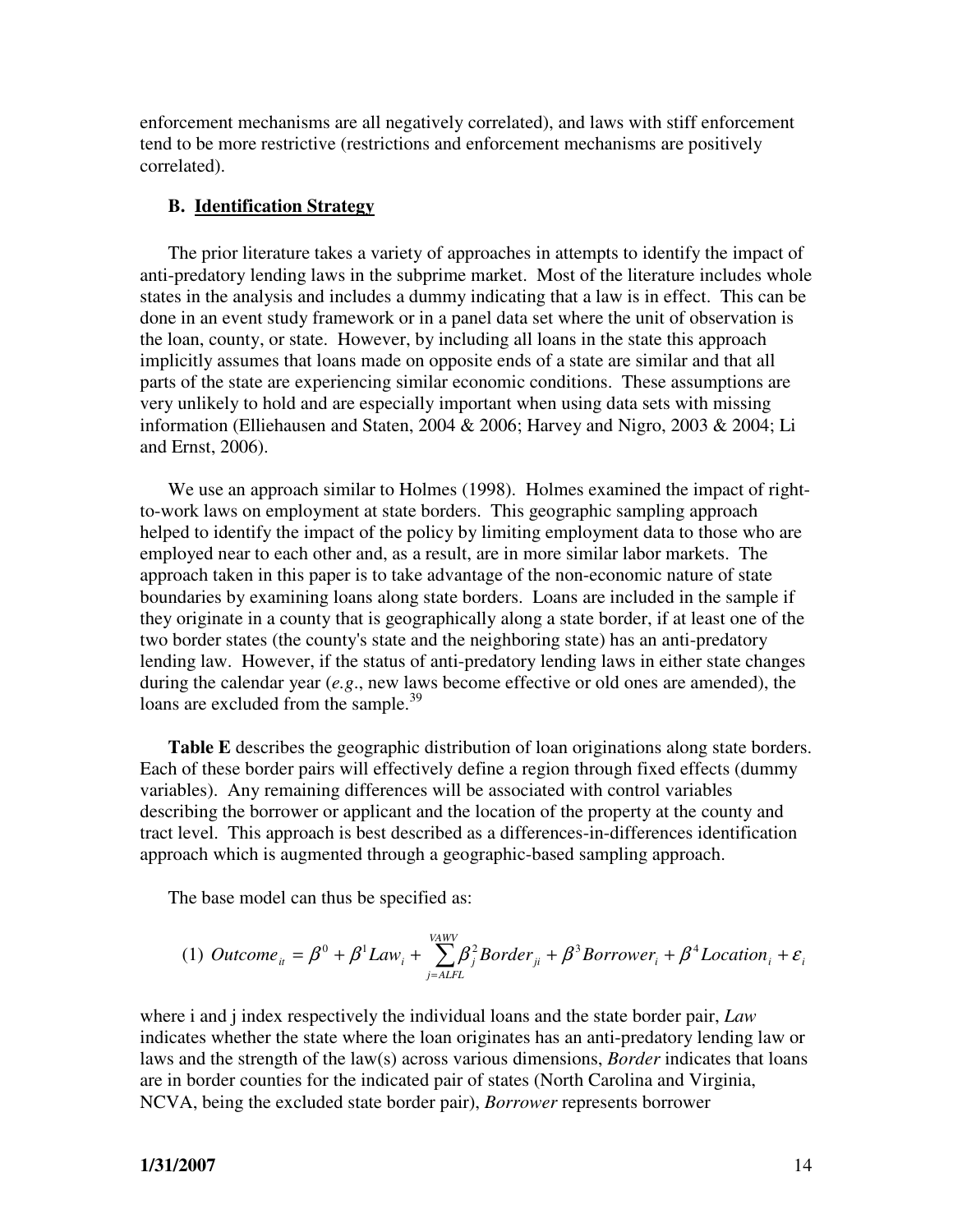enforcement mechanisms are all negatively correlated), and laws with stiff enforcement tend to be more restrictive (restrictions and enforcement mechanisms are positively correlated).

### B. Identification Strategy

The prior literature takes a variety of approaches in attempts to identify the impact of anti-predatory lending laws in the subprime market. Most of the literature includes whole states in the analysis and includes a dummy indicating that a law is in effect. This can be done in an event study framework or in a panel data set where the unit of observation is the loan, county, or state. However, by including all loans in the state this approach implicitly assumes that loans made on opposite ends of a state are similar and that all parts of the state are experiencing similar economic conditions. These assumptions are very unlikely to hold and are especially important when using data sets with missing information (Elliehausen and Staten, 2004 & 2006; Harvey and Nigro, 2003 & 2004; Li and Ernst, 2006).

We use an approach similar to Holmes (1998). Holmes examined the impact of right-to-work laws on employment at state borders. This geographic sampling approach helped to identify the impact of the policy by limiting employment data to those who are employed near to each other and, as a result, are in more similar labor markets. The approach taken in this paper is to take advantage of the non-economic nature of state boundaries by examining loans along state borders. Loans are included in the sample if they originate in a county that is geographically along a state border, if at least one of the two border states (the county's state and the neighboring state) has an anti-predatory lending law. However, if the status of anti-predatory lending laws in either state changes during the calendar year (*e.g*., new laws become effective or old ones are amended), the loans are excluded from the sample.[39]

**Table E** describes the geographic distribution of loan originations along state borders. Each of these border pairs will effectively define a region through fixed effects (dummy variables). Any remaining differences will be associated with control variables describing the borrower or applicant and the location of the property at the county and tract level. This approach is best described as a differences-in-differences identification approach which is augmented through a geographic-based sampling approach.

The base model can thus be specified as:

$$(1)\ Outcome_{it} = \beta^0 + \beta^1 Law_i + \sum_{j=ALFL}^{VAWV} \beta_j^2 Border_{ji} + \beta^3 Borrower_i + \beta^4 Location_i + \varepsilon_i$$

where i and j index respectively the individual loans and the state border pair, *Law* indicates whether the state where the loan originates has an anti-predatory lending law or laws and the strength of the law(s) across various dimensions, *Border* indicates that loans are in border counties for the indicated pair of states (North Carolina and Virginia, NCVA, being the excluded state border pair), *Borrower* represents borrower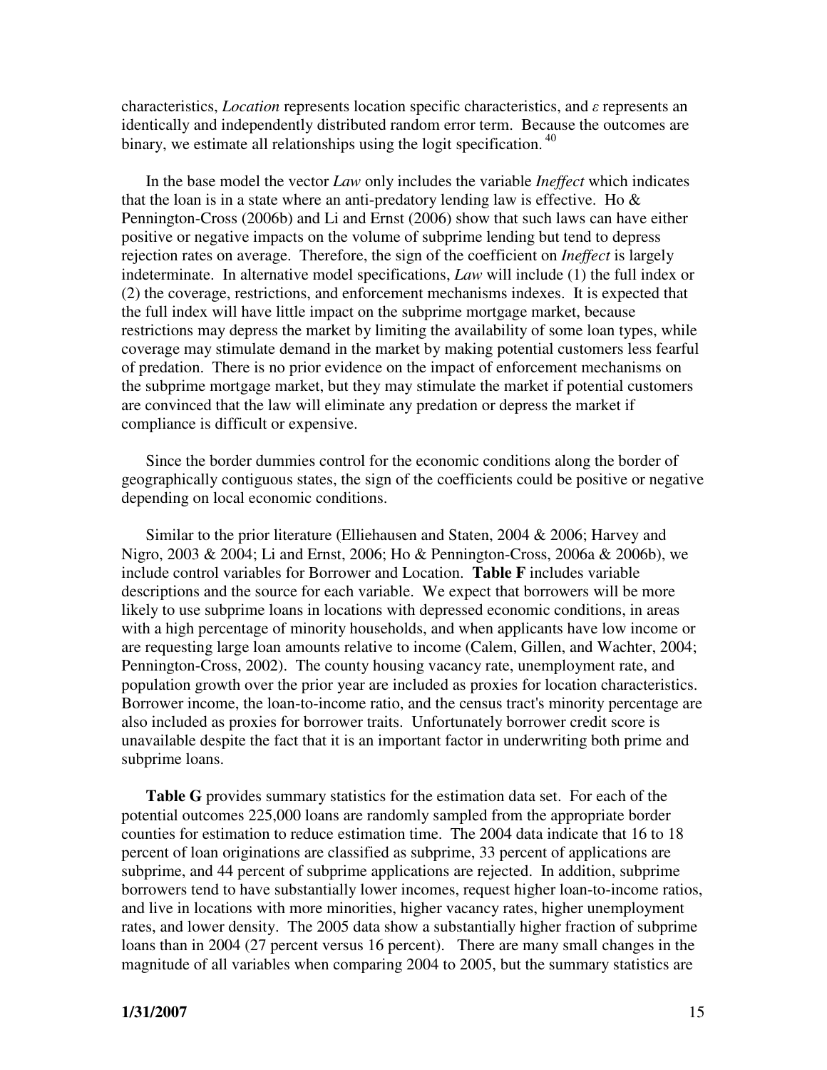characteristics, *Location* represents location specific characteristics, and $\varepsilon$ represents an identically and independently distributed random error term. Because the outcomes are binary, we estimate all relationships using the logit specification. [40]

In the base model the vector *Law* only includes the variable *Ineffect* which indicates that the loan is in a state where an anti-predatory lending law is effective. Ho & Pennington-Cross (2006b) and Li and Ernst (2006) show that such laws can have either positive or negative impacts on the volume of subprime lending but tend to depress rejection rates on average. Therefore, the sign of the coefficient on *Ineffect* is largely indeterminate. In alternative model specifications, *Law* will include (1) the full index or (2) the coverage, restrictions, and enforcement mechanisms indexes. It is expected that the full index will have little impact on the subprime mortgage market, because restrictions may depress the market by limiting the availability of some loan types, while coverage may stimulate demand in the market by making potential customers less fearful of predation. There is no prior evidence on the impact of enforcement mechanisms on the subprime mortgage market, but they may stimulate the market if potential customers are convinced that the law will eliminate any predation or depress the market if compliance is difficult or expensive.

Since the border dummies control for the economic conditions along the border of geographically contiguous states, the sign of the coefficients could be positive or negative depending on local economic conditions.

Similar to the prior literature (Elliehausen and Staten, 2004 & 2006; Harvey and Nigro, 2003 & 2004; Li and Ernst, 2006; Ho & Pennington-Cross, 2006a & 2006b), we include control variables for Borrower and Location. **Table F** includes variable descriptions and the source for each variable. We expect that borrowers will be more likely to use subprime loans in locations with depressed economic conditions, in areas with a high percentage of minority households, and when applicants have low income or are requesting large loan amounts relative to income (Calem, Gillen, and Wachter, 2004; Pennington-Cross, 2002). The county housing vacancy rate, unemployment rate, and population growth over the prior year are included as proxies for location characteristics. Borrower income, the loan-to-income ratio, and the census tract's minority percentage are also included as proxies for borrower traits. Unfortunately borrower credit score is unavailable despite the fact that it is an important factor in underwriting both prime and subprime loans.

**Table G** provides summary statistics for the estimation data set. For each of the potential outcomes 225,000 loans are randomly sampled from the appropriate border counties for estimation to reduce estimation time. The 2004 data indicate that 16 to 18 percent of loan originations are classified as subprime, 33 percent of applications are subprime, and 44 percent of subprime applications are rejected. In addition, subprime borrowers tend to have substantially lower incomes, request higher loan-to-income ratios, and live in locations with more minorities, higher vacancy rates, higher unemployment rates, and lower density. The 2005 data show a substantially higher fraction of subprime loans than in 2004 (27 percent versus 16 percent). There are many small changes in the magnitude of all variables when comparing 2004 to 2005, but the summary statistics are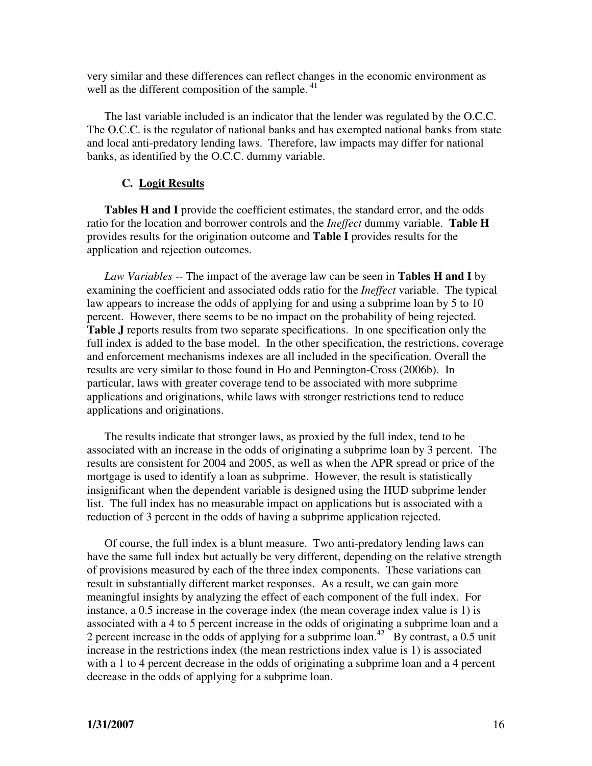very similar and these differences can reflect changes in the economic environment as well as the different composition of the sample. [41]

The last variable included is an indicator that the lender was regulated by the O.C.C. The O.C.C. is the regulator of national banks and has exempted national banks from state and local anti-predatory lending laws. Therefore, law impacts may differ for national banks, as identified by the O.C.C. dummy variable.

### C. Logit Results

**Tables H and I** provide the coefficient estimates, the standard error, and the odds ratio for the location and borrower controls and the *Ineffect* dummy variable. **Table H** provides results for the origination outcome and **Table I** provides results for the application and rejection outcomes.

*Law Variables* -- The impact of the average law can be seen in **Tables H and I** by examining the coefficient and associated odds ratio for the *Ineffect* variable. The typical law appears to increase the odds of applying for and using a subprime loan by 5 to 10 percent. However, there seems to be no impact on the probability of being rejected. **Table J** reports results from two separate specifications. In one specification only the full index is added to the base model. In the other specification, the restrictions, coverage and enforcement mechanisms indexes are all included in the specification. Overall the results are very similar to those found in Ho and Pennington-Cross (2006b). In particular, laws with greater coverage tend to be associated with more subprime applications and originations, while laws with stronger restrictions tend to reduce applications and originations.

The results indicate that stronger laws, as proxied by the full index, tend to be associated with an increase in the odds of originating a subprime loan by 3 percent. The results are consistent for 2004 and 2005, as well as when the APR spread or price of the mortgage is used to identify a loan as subprime. However, the result is statistically insignificant when the dependent variable is designed using the HUD subprime lender list. The full index has no measurable impact on applications but is associated with a reduction of 3 percent in the odds of having a subprime application rejected.

Of course, the full index is a blunt measure. Two anti-predatory lending laws can have the same full index but actually be very different, depending on the relative strength of provisions measured by each of the three index components. These variations can result in substantially different market responses. As a result, we can gain more meaningful insights by analyzing the effect of each component of the full index. For instance, a 0.5 increase in the coverage index (the mean coverage index value is 1) is associated with a 4 to 5 percent increase in the odds of originating a subprime loan and a 2 percent increase in the odds of applying for a subprime loan.[42] By contrast, a 0.5 unit increase in the restrictions index (the mean restrictions index value is 1) is associated with a 1 to 4 percent decrease in the odds of originating a subprime loan and a 4 percent decrease in the odds of applying for a subprime loan.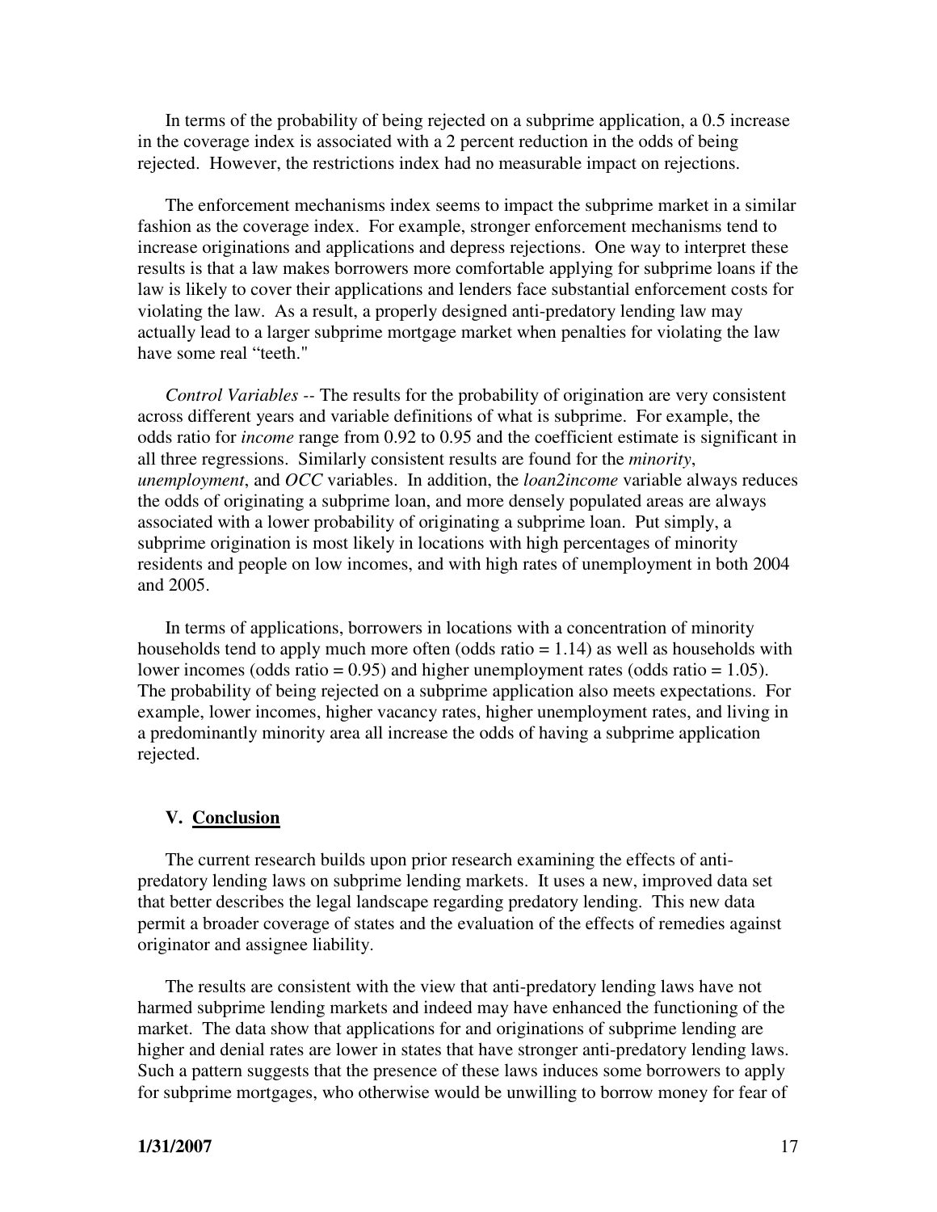In terms of the probability of being rejected on a subprime application, a 0.5 increase in the coverage index is associated with a 2 percent reduction in the odds of being rejected. However, the restrictions index had no measurable impact on rejections.

The enforcement mechanisms index seems to impact the subprime market in a similar fashion as the coverage index. For example, stronger enforcement mechanisms tend to increase originations and applications and depress rejections. One way to interpret these results is that a law makes borrowers more comfortable applying for subprime loans if the law is likely to cover their applications and lenders face substantial enforcement costs for violating the law. As a result, a properly designed anti-predatory lending law may actually lead to a larger subprime mortgage market when penalties for violating the law have some real "teeth."

*Control Variables --* The results for the probability of origination are very consistent across different years and variable definitions of what is subprime. For example, the odds ratio for *income* range from 0.92 to 0.95 and the coefficient estimate is significant in all three regressions. Similarly consistent results are found for the *minority*, *unemployment*, and *OCC* variables. In addition, the *loan2income* variable always reduces the odds of originating a subprime loan, and more densely populated areas are always associated with a lower probability of originating a subprime loan. Put simply, a subprime origination is most likely in locations with high percentages of minority residents and people on low incomes, and with high rates of unemployment in both 2004 and 2005.

In terms of applications, borrowers in locations with a concentration of minority households tend to apply much more often (odds ratio = 1.14) as well as households with lower incomes (odds ratio = 0.95) and higher unemployment rates (odds ratio = 1.05). The probability of being rejected on a subprime application also meets expectations. For example, lower incomes, higher vacancy rates, higher unemployment rates, and living in a predominantly minority area all increase the odds of having a subprime application rejected.

## V. Conclusion

The current research builds upon prior research examining the effects of anti-predatory lending laws on subprime lending markets. It uses a new, improved data set that better describes the legal landscape regarding predatory lending. This new data permit a broader coverage of states and the evaluation of the effects of remedies against originator and assignee liability.

The results are consistent with the view that anti-predatory lending laws have not harmed subprime lending markets and indeed may have enhanced the functioning of the market. The data show that applications for and originations of subprime lending are higher and denial rates are lower in states that have stronger anti-predatory lending laws. Such a pattern suggests that the presence of these laws induces some borrowers to apply for subprime mortgages, who otherwise would be unwilling to borrow money for fear of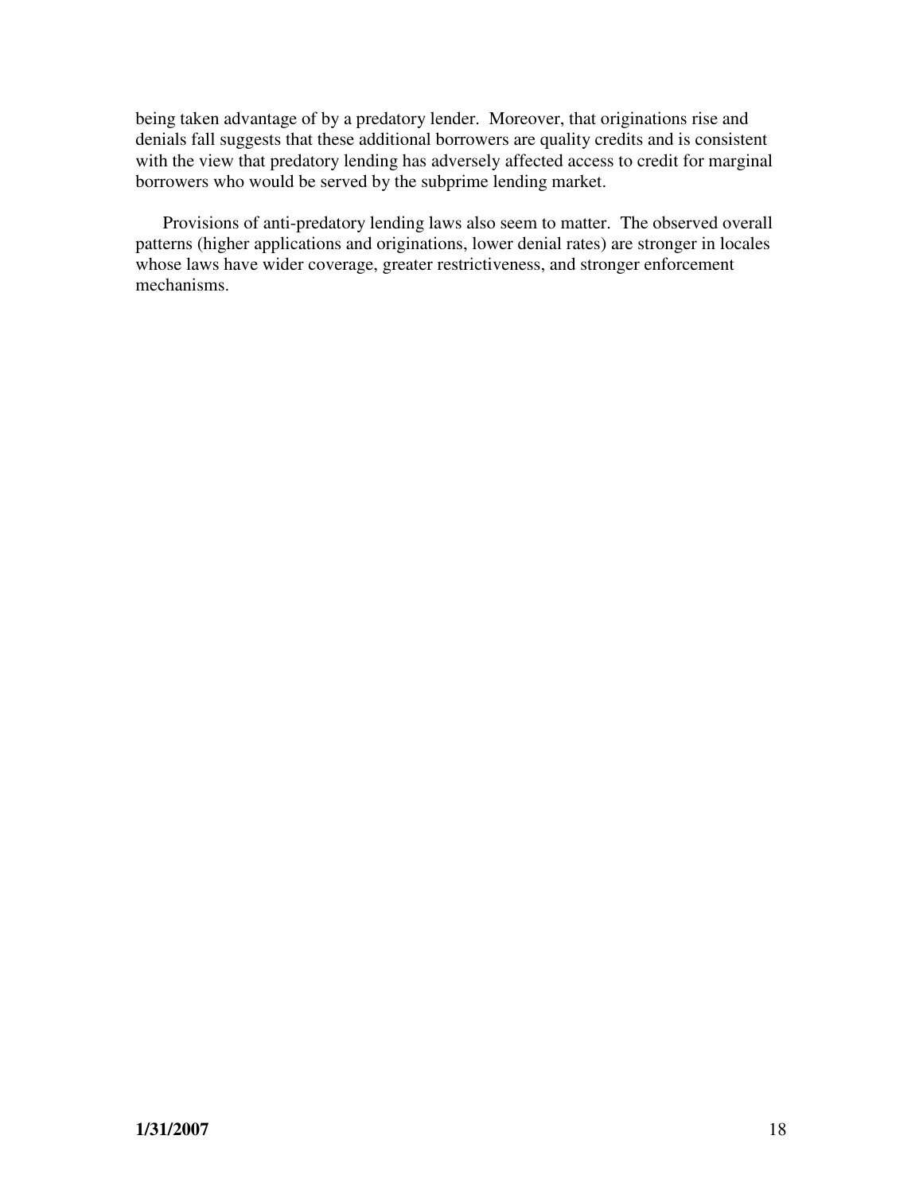being taken advantage of by a predatory lender. Moreover, that originations rise and denials fall suggests that these additional borrowers are quality credits and is consistent with the view that predatory lending has adversely affected access to credit for marginal borrowers who would be served by the subprime lending market.

Provisions of anti-predatory lending laws also seem to matter. The observed overall patterns (higher applications and originations, lower denial rates) are stronger in locales whose laws have wider coverage, greater restrictiveness, and stronger enforcement mechanisms.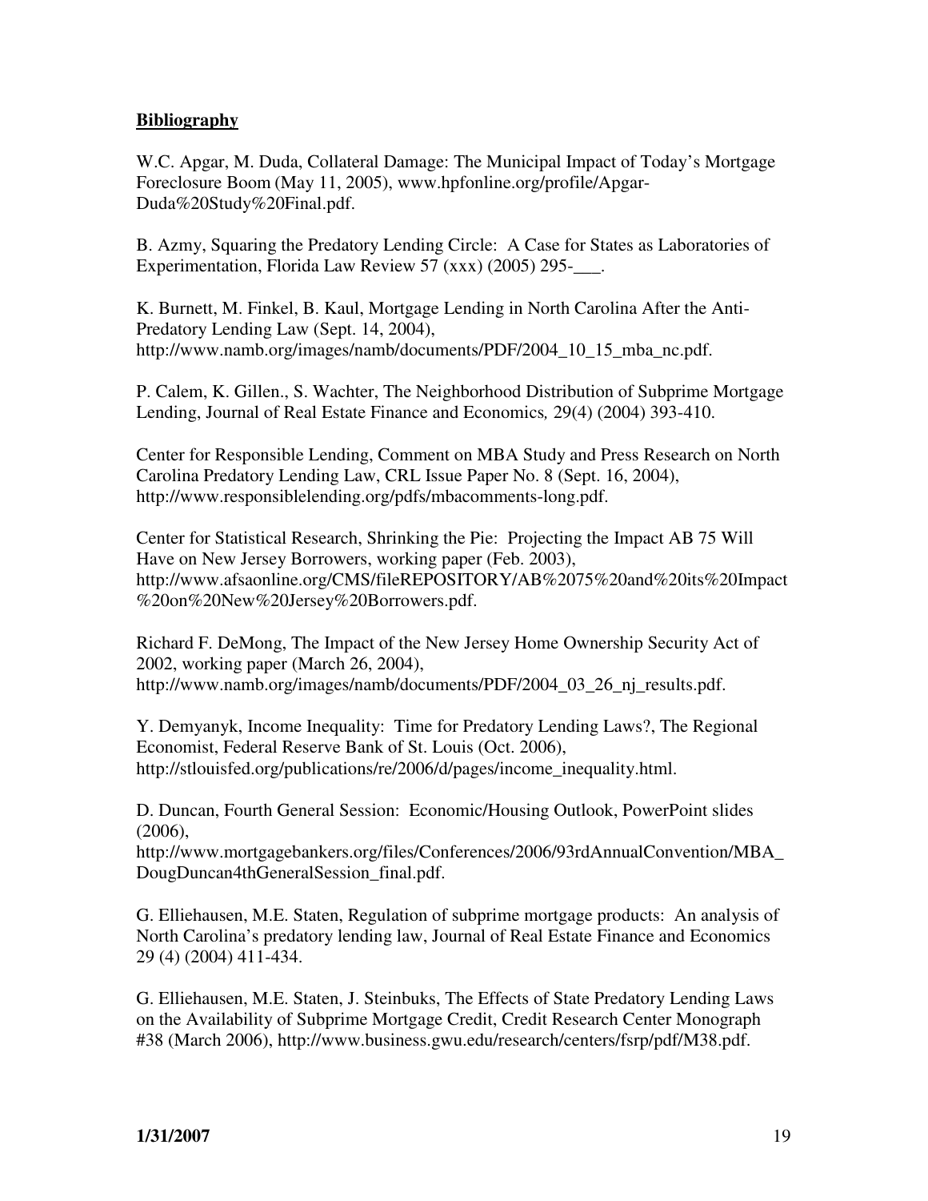**Bibliography**

W.C. Apgar, M. Duda, Collateral Damage: The Municipal Impact of Today's Mortgage Foreclosure Boom (May 11, 2005), www.hpfonline.org/profile/Apgar-Duda%20Study%20Final.pdf.

B. Azmy, Squaring the Predatory Lending Circle: A Case for States as Laboratories of Experimentation, Florida Law Review 57 (xxx) (2005) 295-___.

K. Burnett, M. Finkel, B. Kaul, Mortgage Lending in North Carolina After the Anti-Predatory Lending Law (Sept. 14, 2004), http://www.namb.org/images/namb/documents/PDF/2004_10_15_mba_nc.pdf.

P. Calem, K. Gillen., S. Wachter, The Neighborhood Distribution of Subprime Mortgage Lending, Journal of Real Estate Finance and Economics*,* 29(4) (2004) 393-410.

Center for Responsible Lending, Comment on MBA Study and Press Research on North Carolina Predatory Lending Law, CRL Issue Paper No. 8 (Sept. 16, 2004), http://www.responsiblelending.org/pdfs/mbacomments-long.pdf.

Center for Statistical Research, Shrinking the Pie: Projecting the Impact AB 75 Will Have on New Jersey Borrowers, working paper (Feb. 2003), http://www.afsaonline.org/CMS/fileREPOSITORY/AB%2075%20and%20its%20Impact%20on%20New%20Jersey%20Borrowers.pdf.

Richard F. DeMong, The Impact of the New Jersey Home Ownership Security Act of 2002, working paper (March 26, 2004), http://www.namb.org/images/namb/documents/PDF/2004_03_26_nj_results.pdf.

Y. Demyanyk, Income Inequality: Time for Predatory Lending Laws?, The Regional Economist, Federal Reserve Bank of St. Louis (Oct. 2006), http://stlouisfed.org/publications/re/2006/d/pages/income_inequality.html.

D. Duncan, Fourth General Session: Economic/Housing Outlook, PowerPoint slides (2006), http://www.mortgagebankers.org/files/Conferences/2006/93rdAnnualConvention/MBA_DougDuncan4thGeneralSession_final.pdf.

G. Elliehausen, M.E. Staten, Regulation of subprime mortgage products: An analysis of North Carolina's predatory lending law, Journal of Real Estate Finance and Economics 29 (4) (2004) 411-434.

G. Elliehausen, M.E. Staten, J. Steinbuks, The Effects of State Predatory Lending Laws on the Availability of Subprime Mortgage Credit, Credit Research Center Monograph #38 (March 2006), http://www.business.gwu.edu/research/centers/fsrp/pdf/M38.pdf.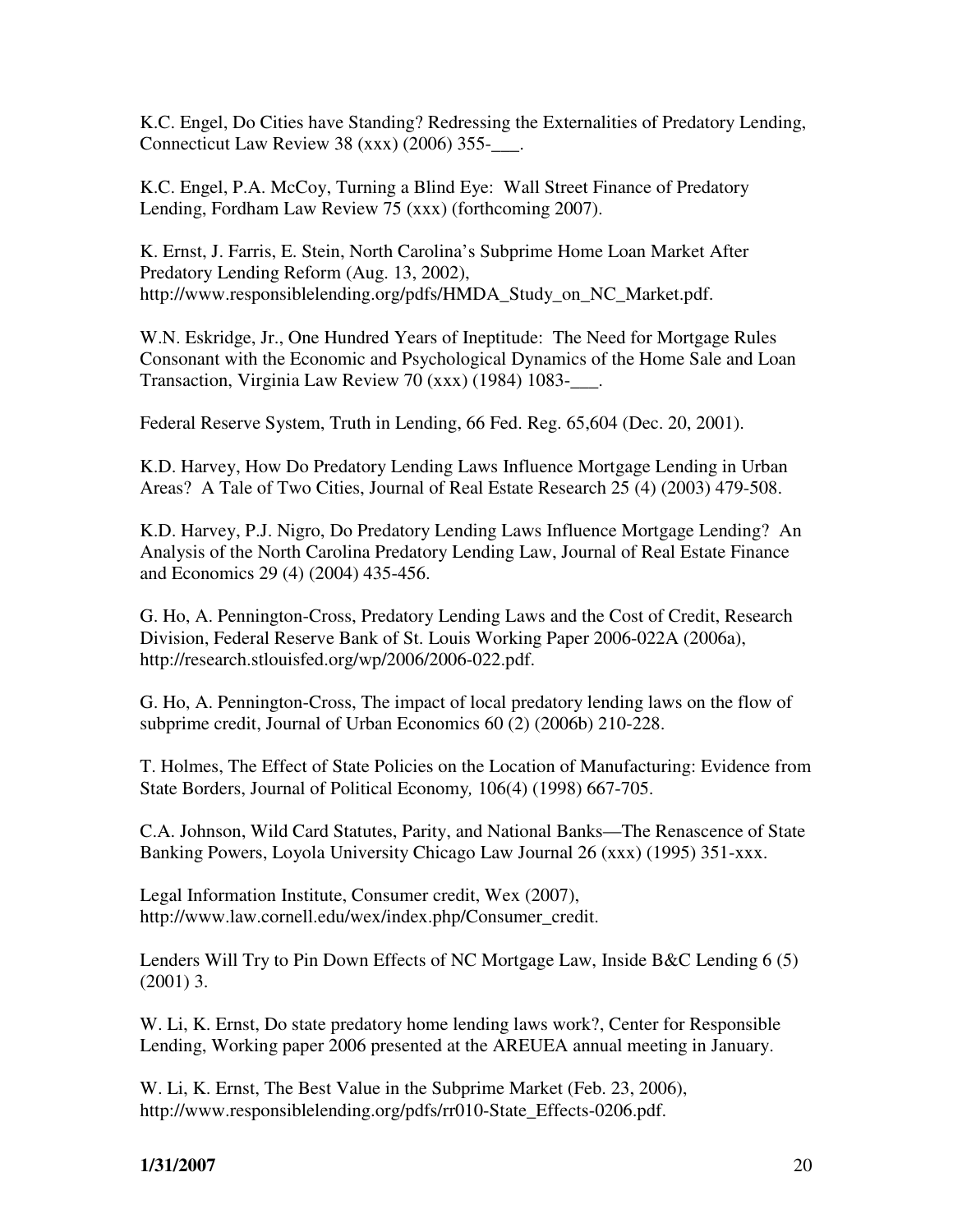K.C. Engel, Do Cities have Standing? Redressing the Externalities of Predatory Lending, Connecticut Law Review 38 (xxx) (2006) 355-___.

K.C. Engel, P.A. McCoy, Turning a Blind Eye: Wall Street Finance of Predatory Lending, Fordham Law Review 75 (xxx) (forthcoming 2007).

K. Ernst, J. Farris, E. Stein, North Carolina's Subprime Home Loan Market After Predatory Lending Reform (Aug. 13, 2002), http://www.responsiblelending.org/pdfs/HMDA_Study_on_NC_Market.pdf.

W.N. Eskridge, Jr., One Hundred Years of Ineptitude: The Need for Mortgage Rules Consonant with the Economic and Psychological Dynamics of the Home Sale and Loan Transaction, Virginia Law Review 70 (xxx) (1984) 1083-___.

Federal Reserve System, Truth in Lending, 66 Fed. Reg. 65,604 (Dec. 20, 2001).

K.D. Harvey, How Do Predatory Lending Laws Influence Mortgage Lending in Urban Areas? A Tale of Two Cities, Journal of Real Estate Research 25 (4) (2003) 479-508.

K.D. Harvey, P.J. Nigro, Do Predatory Lending Laws Influence Mortgage Lending? An Analysis of the North Carolina Predatory Lending Law, Journal of Real Estate Finance and Economics 29 (4) (2004) 435-456.

G. Ho, A. Pennington-Cross, Predatory Lending Laws and the Cost of Credit, Research Division, Federal Reserve Bank of St. Louis Working Paper 2006-022A (2006a), http://research.stlouisfed.org/wp/2006/2006-022.pdf.

G. Ho, A. Pennington-Cross, The impact of local predatory lending laws on the flow of subprime credit, Journal of Urban Economics 60 (2) (2006b) 210-228.

T. Holmes, The Effect of State Policies on the Location of Manufacturing: Evidence from State Borders, Journal of Political Economy*,* 106(4) (1998) 667-705.

C.A. Johnson, Wild Card Statutes, Parity, and National Banks—The Renascence of State Banking Powers, Loyola University Chicago Law Journal 26 (xxx) (1995) 351-xxx.

Legal Information Institute, Consumer credit, Wex (2007), http://www.law.cornell.edu/wex/index.php/Consumer_credit.

Lenders Will Try to Pin Down Effects of NC Mortgage Law, Inside B&C Lending 6 (5) (2001) 3.

W. Li, K. Ernst, Do state predatory home lending laws work?, Center for Responsible Lending, Working paper 2006 presented at the AREUEA annual meeting in January.

W. Li, K. Ernst, The Best Value in the Subprime Market (Feb. 23, 2006), http://www.responsiblelending.org/pdfs/rr010-State_Effects-0206.pdf.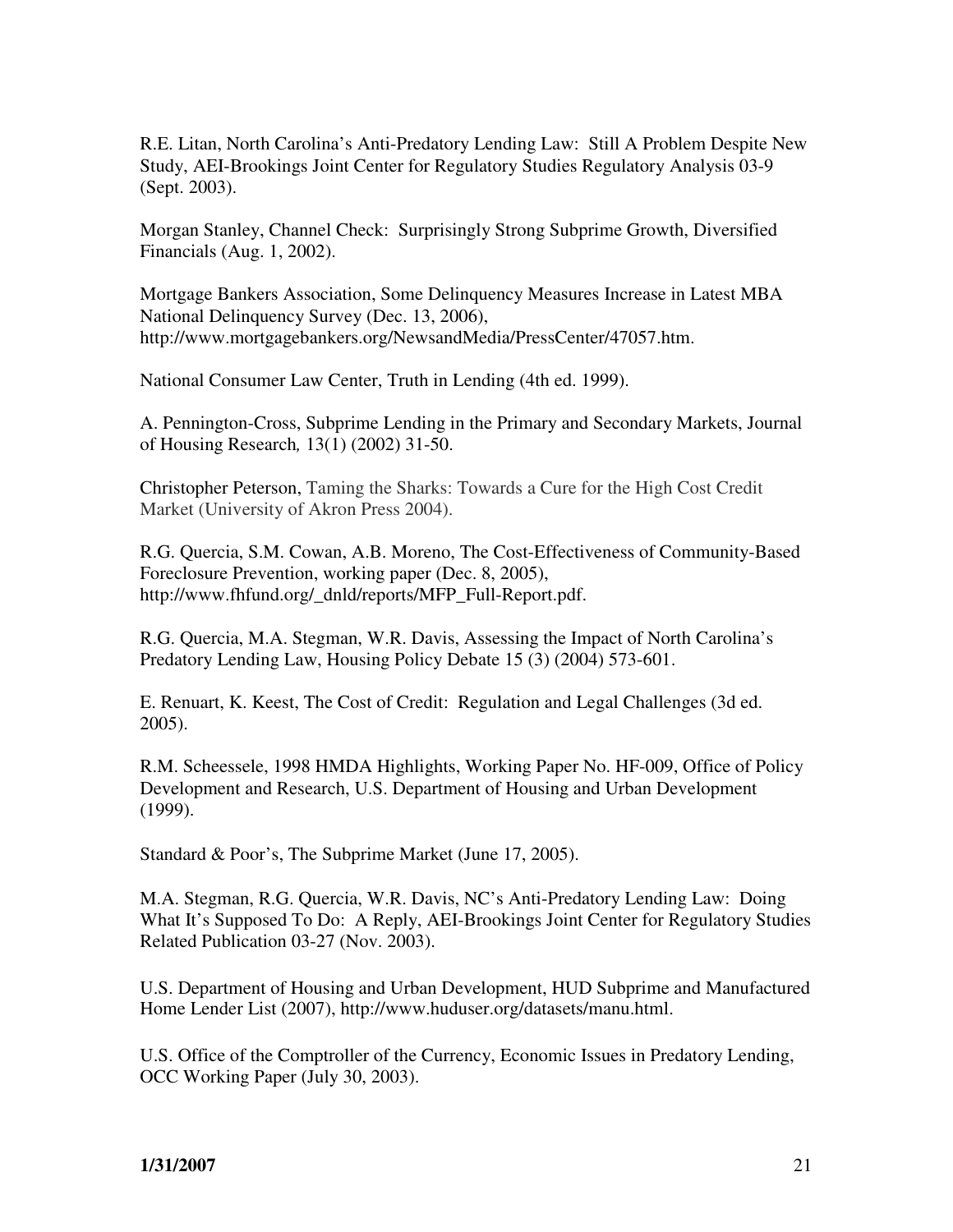R.E. Litan, North Carolina's Anti-Predatory Lending Law: Still A Problem Despite New Study, AEI-Brookings Joint Center for Regulatory Studies Regulatory Analysis 03-9 (Sept. 2003).

Morgan Stanley, Channel Check: Surprisingly Strong Subprime Growth, Diversified Financials (Aug. 1, 2002).

Mortgage Bankers Association, Some Delinquency Measures Increase in Latest MBA National Delinquency Survey (Dec. 13, 2006), http://www.mortgagebankers.org/NewsandMedia/PressCenter/47057.htm.

National Consumer Law Center, Truth in Lending (4th ed. 1999).

A. Pennington-Cross, Subprime Lending in the Primary and Secondary Markets, Journal of Housing Research*,* 13(1) (2002) 31-50.

Christopher Peterson, Taming the Sharks: Towards a Cure for the High Cost Credit Market (University of Akron Press 2004).

R.G. Quercia, S.M. Cowan, A.B. Moreno, The Cost-Effectiveness of Community-Based Foreclosure Prevention, working paper (Dec. 8, 2005), http://www.fhfund.org/_dnld/reports/MFP_Full-Report.pdf.

R.G. Quercia, M.A. Stegman, W.R. Davis, Assessing the Impact of North Carolina's Predatory Lending Law, Housing Policy Debate 15 (3) (2004) 573-601.

E. Renuart, K. Keest, The Cost of Credit: Regulation and Legal Challenges (3d ed. 2005).

R.M. Scheessele, 1998 HMDA Highlights, Working Paper No. HF-009, Office of Policy Development and Research, U.S. Department of Housing and Urban Development (1999).

Standard & Poor's, The Subprime Market (June 17, 2005).

M.A. Stegman, R.G. Quercia, W.R. Davis, NC's Anti-Predatory Lending Law: Doing What It's Supposed To Do: A Reply, AEI-Brookings Joint Center for Regulatory Studies Related Publication 03-27 (Nov. 2003).

U.S. Department of Housing and Urban Development, HUD Subprime and Manufactured Home Lender List (2007), http://www.huduser.org/datasets/manu.html.

U.S. Office of the Comptroller of the Currency, Economic Issues in Predatory Lending, OCC Working Paper (July 30, 2003).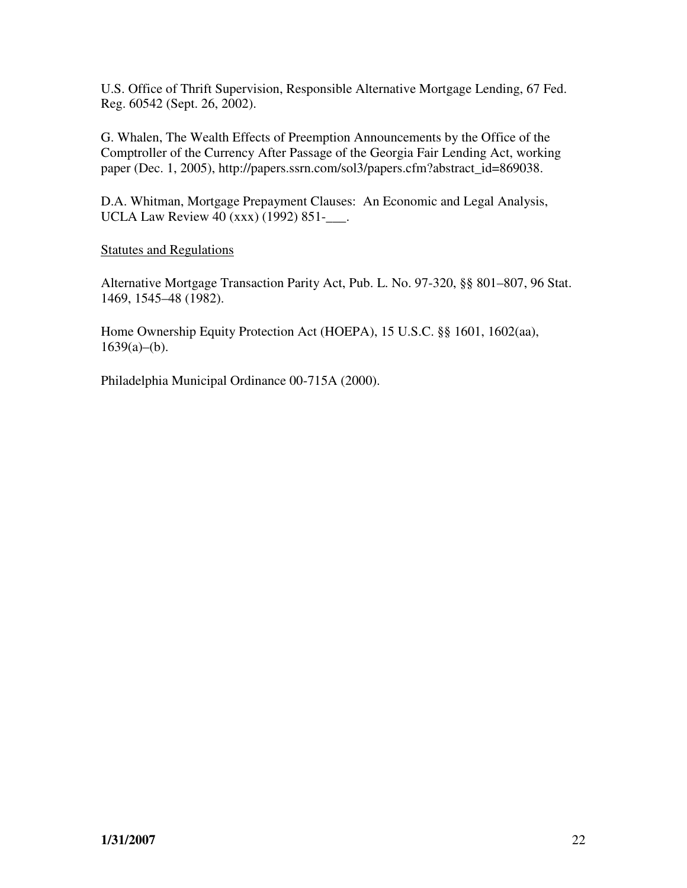U.S. Office of Thrift Supervision, Responsible Alternative Mortgage Lending, 67 Fed. Reg. 60542 (Sept. 26, 2002).

G. Whalen, The Wealth Effects of Preemption Announcements by the Office of the Comptroller of the Currency After Passage of the Georgia Fair Lending Act, working paper (Dec. 1, 2005), http://papers.ssrn.com/sol3/papers.cfm?abstract_id=869038.

D.A. Whitman, Mortgage Prepayment Clauses: An Economic and Legal Analysis, UCLA Law Review 40 (xxx) (1992) 851-___.

<u>Statutes and Regulations</u>

Alternative Mortgage Transaction Parity Act, Pub. L. No. 97-320, §§ 801–807, 96 Stat. 1469, 1545–48 (1982).

Home Ownership Equity Protection Act (HOEPA), 15 U.S.C. §§ 1601, 1602(aa), 1639(a)–(b).

Philadelphia Municipal Ordinance 00-715A (2000).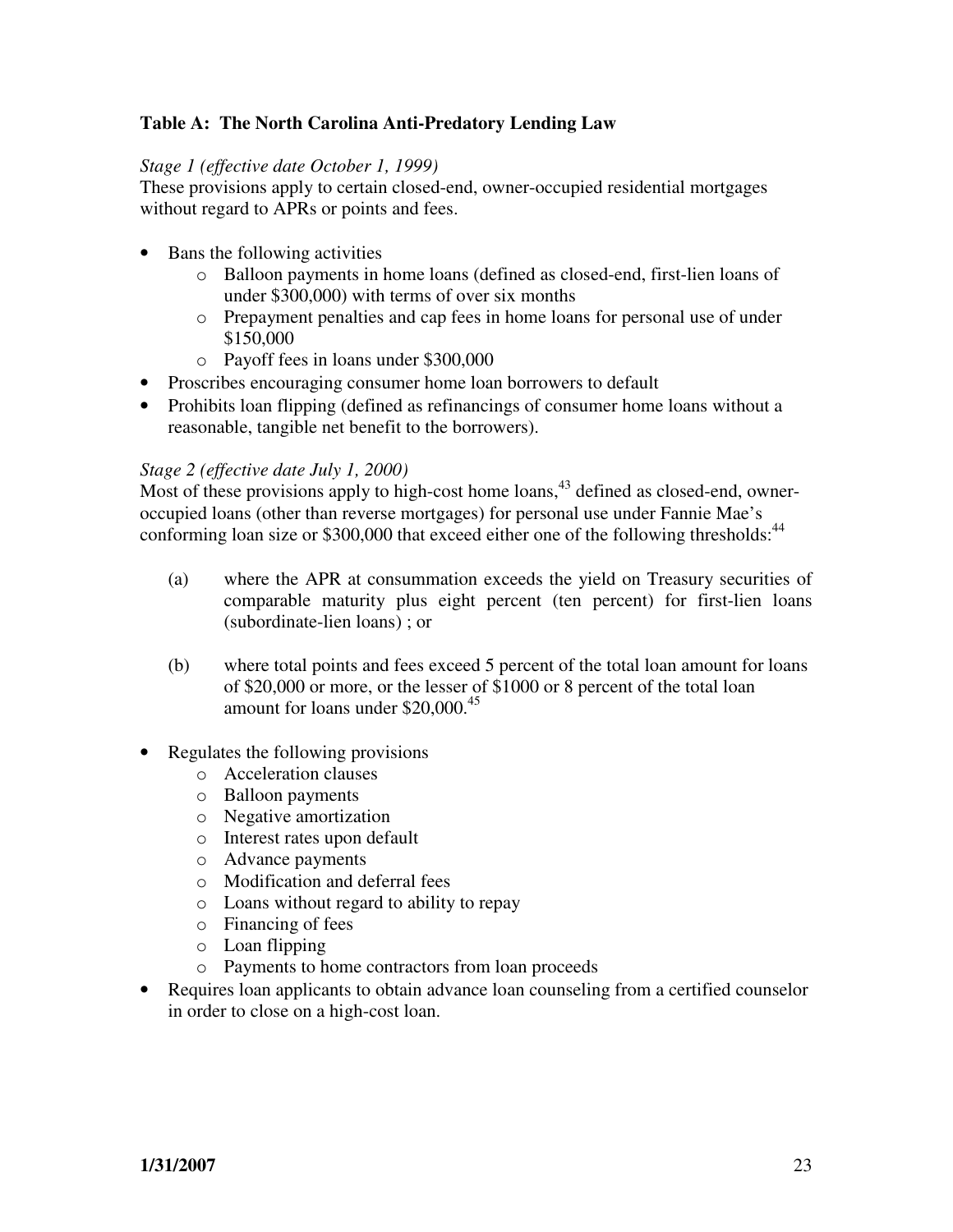**Table A: The North Carolina Anti-Predatory Lending Law**

*Stage 1 (effective date October 1, 1999)*

These provisions apply to certain closed-end, owner-occupied residential mortgages without regard to APRs or points and fees.

- Bans the following activities
    - Balloon payments in home loans (defined as closed-end, first-lien loans of under $300,000) with terms of over six months
    - Prepayment penalties and cap fees in home loans for personal use of under $150,000
    - Payoff fees in loans under $300,000
- Proscribes encouraging consumer home loan borrowers to default
- Prohibits loan flipping (defined as refinancings of consumer home loans without a reasonable, tangible net benefit to the borrowers).

*Stage 2 (effective date July 1, 2000)*

Most of these provisions apply to high-cost home loans,[43] defined as closed-end, owner-occupied loans (other than reverse mortgages) for personal use under Fannie Mae's conforming loan size or $300,000 that exceed either one of the following thresholds:[44]

(a) where the APR at consummation exceeds the yield on Treasury securities of comparable maturity plus eight percent (ten percent) for first-lien loans (subordinate-lien loans) ; or

(b) where total points and fees exceed 5 percent of the total loan amount for loans of $20,000 or more, or the lesser of $1000 or 8 percent of the total loan amount for loans under $20,000.[45]

- Regulates the following provisions
    - Acceleration clauses
    - Balloon payments
    - Negative amortization
    - Interest rates upon default
    - Advance payments
    - Modification and deferral fees
    - Loans without regard to ability to repay
    - Financing of fees
    - Loan flipping
    - Payments to home contractors from loan proceeds
- Requires loan applicants to obtain advance loan counseling from a certified counselor in order to close on a high-cost loan.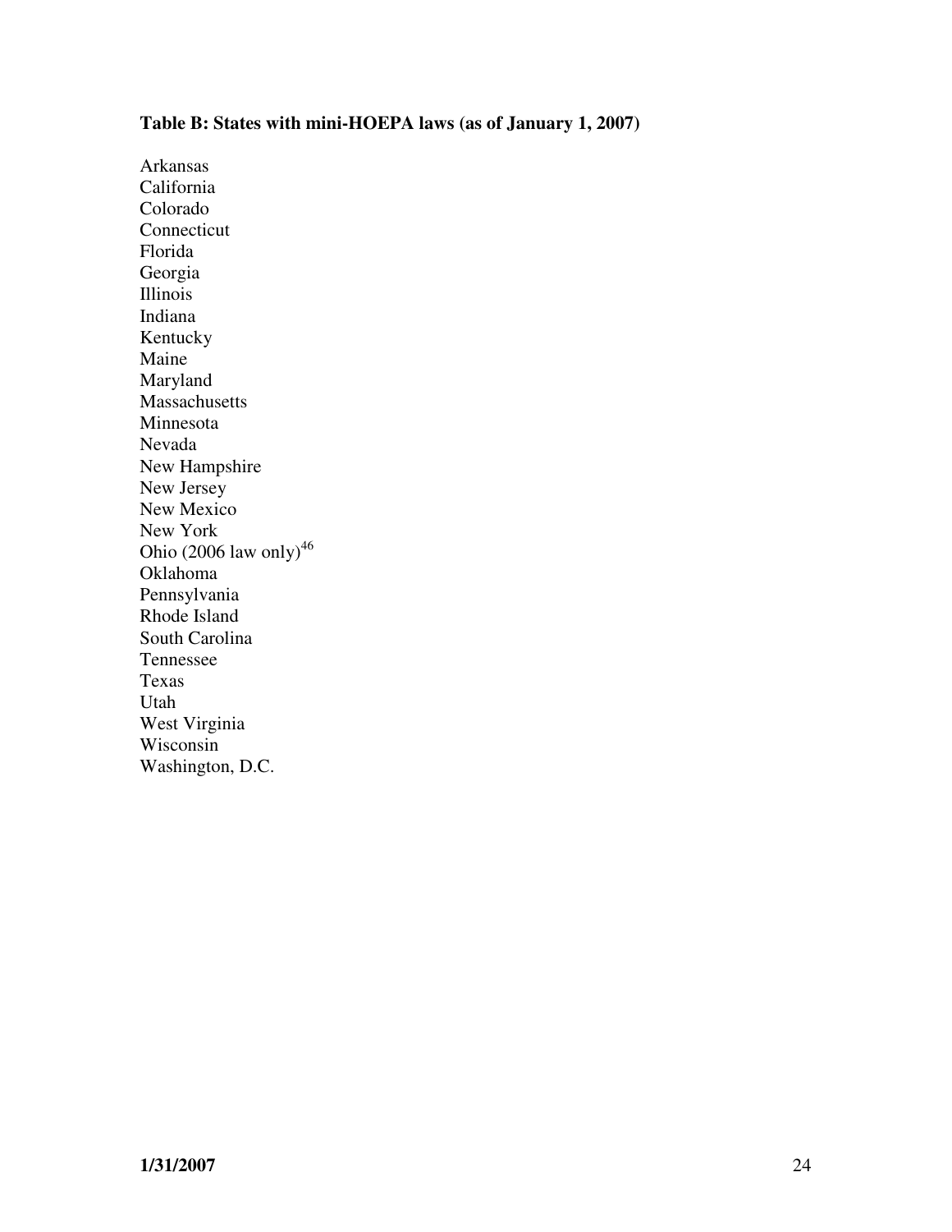**Table B: States with mini-HOEPA laws (as of January 1, 2007)**

Arkansas
California
Colorado
Connecticut
Florida
Georgia
Illinois
Indiana
Kentucky
Maine
Maryland
Massachusetts
Minnesota
Nevada
New Hampshire
New Jersey
New Mexico
New York
Ohio (2006 law only)[46]
Oklahoma
Pennsylvania
Rhode Island
South Carolina
Tennessee
Texas
Utah
West Virginia
Wisconsin
Washington, D.C.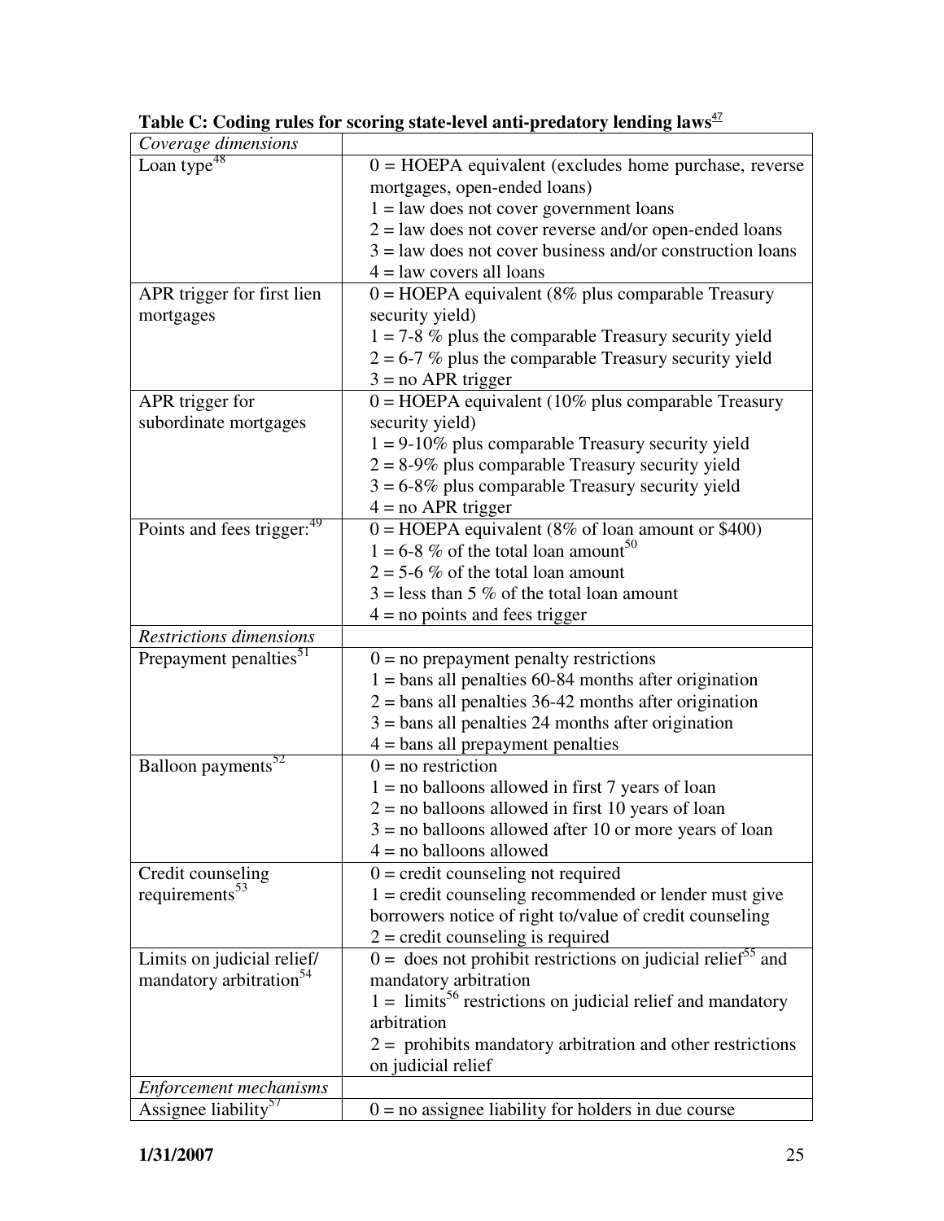**Table C: Coding rules for scoring state-level anti-predatory lending laws**[47]

| *Coverage dimensions* | |
|---|---|
| Loan type[48] | 0 = HOEPA equivalent (excludes home purchase, reverse mortgages, open-ended loans)<br>1 = law does not cover government loans<br>2 = law does not cover reverse and/or open-ended loans<br>3 = law does not cover business and/or construction loans<br>4 = law covers all loans |
| APR trigger for first lien mortgages | 0 = HOEPA equivalent (8% plus comparable Treasury security yield)<br>1 = 7-8 % plus the comparable Treasury security yield<br>2 = 6-7 % plus the comparable Treasury security yield<br>3 = no APR trigger |
| APR trigger for subordinate mortgages | 0 = HOEPA equivalent (10% plus comparable Treasury security yield)<br>1 = 9-10% plus comparable Treasury security yield<br>2 = 8-9% plus comparable Treasury security yield<br>3 = 6-8% plus comparable Treasury security yield<br>4 = no APR trigger |
| Points and fees trigger:[49] | 0 = HOEPA equivalent (8% of loan amount or $400)<br>1 = 6-8 % of the total loan amount[50]<br>2 = 5-6 % of the total loan amount<br>3 = less than 5 % of the total loan amount<br>4 = no points and fees trigger |
| *Restrictions dimensions* | |
| Prepayment penalties[51] | 0 = no prepayment penalty restrictions<br>1 = bans all penalties 60-84 months after origination<br>2 = bans all penalties 36-42 months after origination<br>3 = bans all penalties 24 months after origination<br>4 = bans all prepayment penalties |
| Balloon payments[52] | 0 = no restriction<br>1 = no balloons allowed in first 7 years of loan<br>2 = no balloons allowed in first 10 years of loan<br>3 = no balloons allowed after 10 or more years of loan<br>4 = no balloons allowed |
| Credit counseling requirements[53] | 0 = credit counseling not required<br>1 = credit counseling recommended or lender must give borrowers notice of right to/value of credit counseling<br>2 = credit counseling is required |
| Limits on judicial relief/ mandatory arbitration[54] | 0 = does not prohibit restrictions on judicial relief[55] and mandatory arbitration<br>1 = limits[56] restrictions on judicial relief and mandatory arbitration<br>2 = prohibits mandatory arbitration and other restrictions on judicial relief |
| *Enforcement mechanisms* | |
| Assignee liability[57] | 0 = no assignee liability for holders in due course |

**1/31/2007**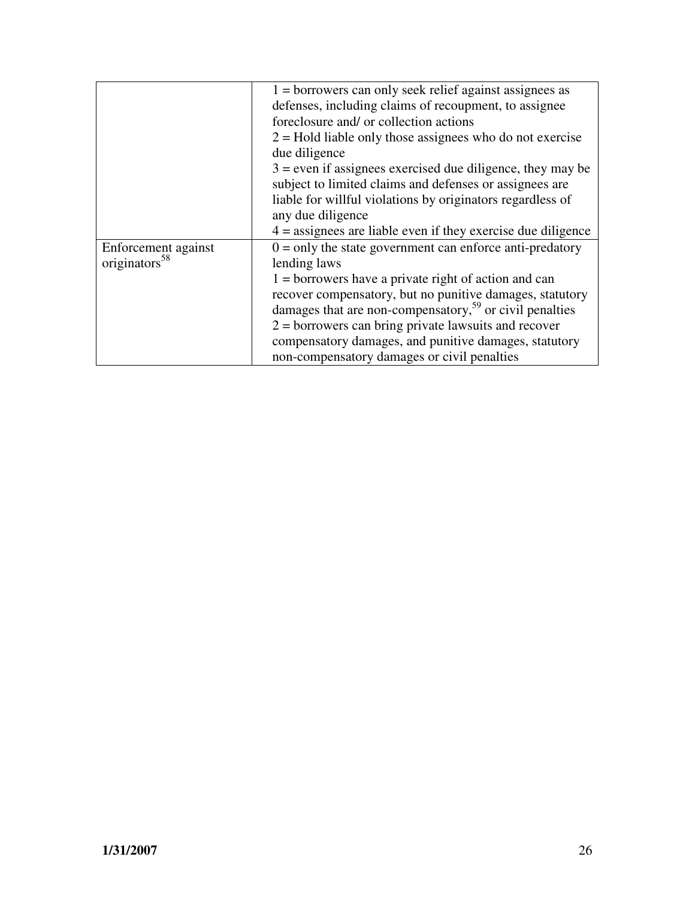| | |
|---|---|
| | 1 = borrowers can only seek relief against assignees as defenses, including claims of recoupment, to assignee foreclosure and/ or collection actions<br>2 = Hold liable only those assignees who do not exercise due diligence<br>3 = even if assignees exercised due diligence, they may be subject to limited claims and defenses or assignees are liable for willful violations by originators regardless of any due diligence<br>4 = assignees are liable even if they exercise due diligence |
| Enforcement against originators[58] | 0 = only the state government can enforce anti-predatory lending laws<br>1 = borrowers have a private right of action and can recover compensatory, but no punitive damages, statutory damages that are non-compensatory,[59] or civil penalties<br>2 = borrowers can bring private lawsuits and recover compensatory damages, and punitive damages, statutory non-compensatory damages or civil penalties |

**1/31/2007**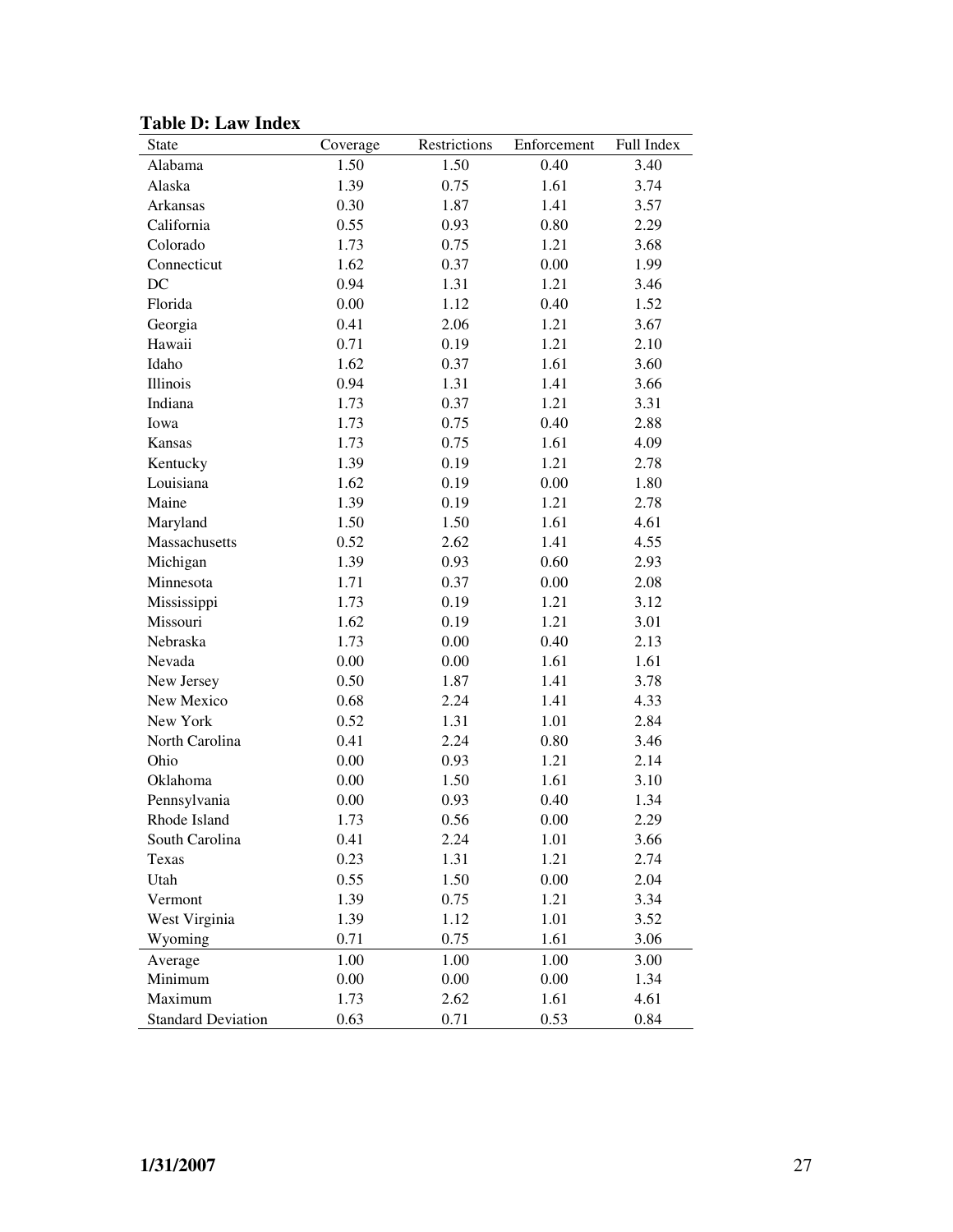**Table D: Law Index**

| State | Coverage | Restrictions | Enforcement | Full Index |
|---|---|---|---|---|
| Alabama | 1.50 | 1.50 | 0.40 | 3.40 |
| Alaska | 1.39 | 0.75 | 1.61 | 3.74 |
| Arkansas | 0.30 | 1.87 | 1.41 | 3.57 |
| California | 0.55 | 0.93 | 0.80 | 2.29 |
| Colorado | 1.73 | 0.75 | 1.21 | 3.68 |
| Connecticut | 1.62 | 0.37 | 0.00 | 1.99 |
| DC | 0.94 | 1.31 | 1.21 | 3.46 |
| Florida | 0.00 | 1.12 | 0.40 | 1.52 |
| Georgia | 0.41 | 2.06 | 1.21 | 3.67 |
| Hawaii | 0.71 | 0.19 | 1.21 | 2.10 |
| Idaho | 1.62 | 0.37 | 1.61 | 3.60 |
| Illinois | 0.94 | 1.31 | 1.41 | 3.66 |
| Indiana | 1.73 | 0.37 | 1.21 | 3.31 |
| Iowa | 1.73 | 0.75 | 0.40 | 2.88 |
| Kansas | 1.73 | 0.75 | 1.61 | 4.09 |
| Kentucky | 1.39 | 0.19 | 1.21 | 2.78 |
| Louisiana | 1.62 | 0.19 | 0.00 | 1.80 |
| Maine | 1.39 | 0.19 | 1.21 | 2.78 |
| Maryland | 1.50 | 1.50 | 1.61 | 4.61 |
| Massachusetts | 0.52 | 2.62 | 1.41 | 4.55 |
| Michigan | 1.39 | 0.93 | 0.60 | 2.93 |
| Minnesota | 1.71 | 0.37 | 0.00 | 2.08 |
| Mississippi | 1.73 | 0.19 | 1.21 | 3.12 |
| Missouri | 1.62 | 0.19 | 1.21 | 3.01 |
| Nebraska | 1.73 | 0.00 | 0.40 | 2.13 |
| Nevada | 0.00 | 0.00 | 1.61 | 1.61 |
| New Jersey | 0.50 | 1.87 | 1.41 | 3.78 |
| New Mexico | 0.68 | 2.24 | 1.41 | 4.33 |
| New York | 0.52 | 1.31 | 1.01 | 2.84 |
| North Carolina | 0.41 | 2.24 | 0.80 | 3.46 |
| Ohio | 0.00 | 0.93 | 1.21 | 2.14 |
| Oklahoma | 0.00 | 1.50 | 1.61 | 3.10 |
| Pennsylvania | 0.00 | 0.93 | 0.40 | 1.34 |
| Rhode Island | 1.73 | 0.56 | 0.00 | 2.29 |
| South Carolina | 0.41 | 2.24 | 1.01 | 3.66 |
| Texas | 0.23 | 1.31 | 1.21 | 2.74 |
| Utah | 0.55 | 1.50 | 0.00 | 2.04 |
| Vermont | 1.39 | 0.75 | 1.21 | 3.34 |
| West Virginia | 1.39 | 1.12 | 1.01 | 3.52 |
| Wyoming | 0.71 | 0.75 | 1.61 | 3.06 |
| Average | 1.00 | 1.00 | 1.00 | 3.00 |
| Minimum | 0.00 | 0.00 | 0.00 | 1.34 |
| Maximum | 1.73 | 2.62 | 1.61 | 4.61 |
| Standard Deviation | 0.63 | 0.71 | 0.53 | 0.84 |

**1/31/2007**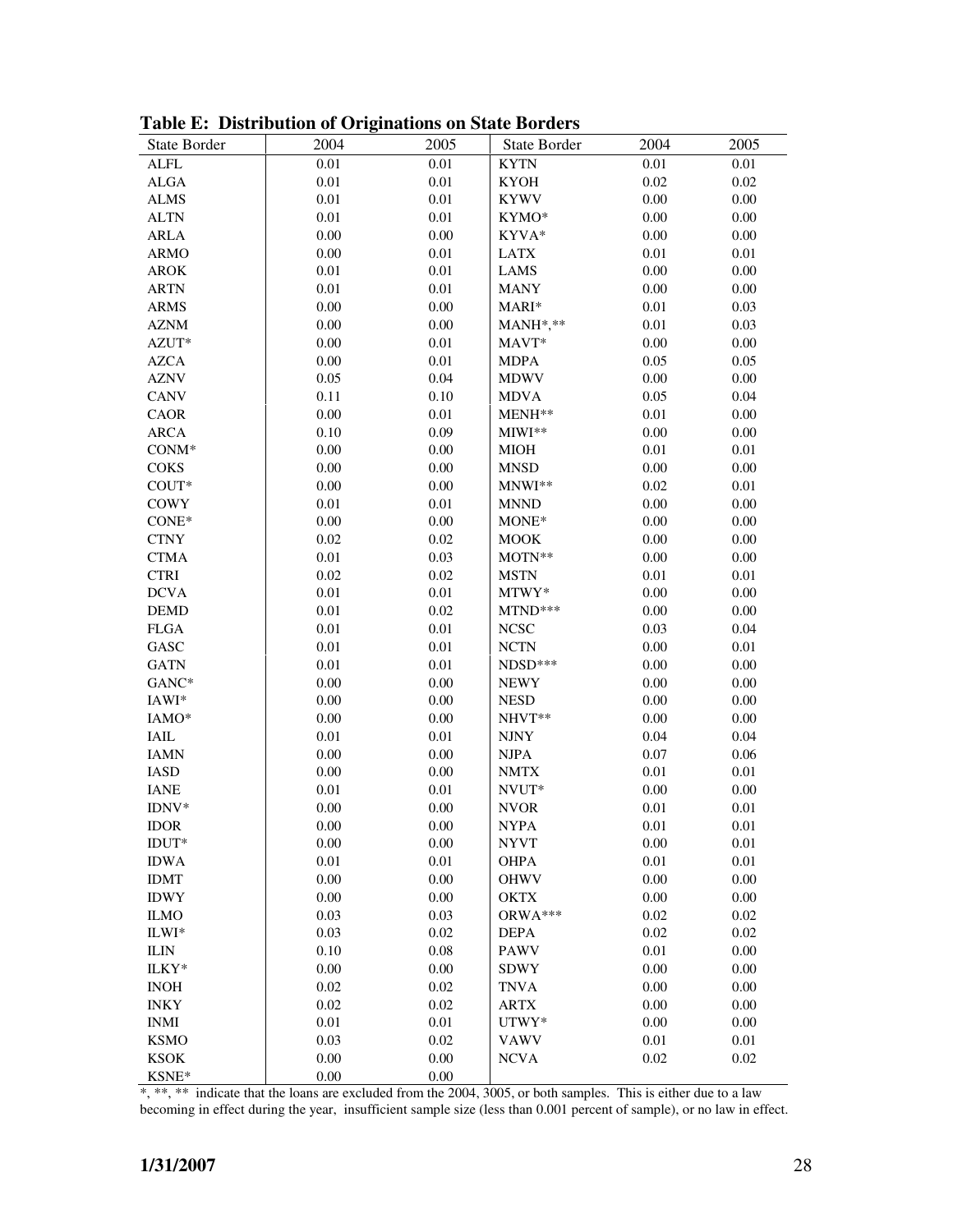**Table E: Distribution of Originations on State Borders**

| State Border | 2004 | 2005 | State Border | 2004 | 2005 |
|---|---|---|---|---|---|
| ALFL | 0.01 | 0.01 | KYTN | 0.01 | 0.01 |
| ALGA | 0.01 | 0.01 | KYOH | 0.02 | 0.02 |
| ALMS | 0.01 | 0.01 | KYWV | 0.00 | 0.00 |
| ALTN | 0.01 | 0.01 | KYMO* | 0.00 | 0.00 |
| ARLA | 0.00 | 0.00 | KYVA* | 0.00 | 0.00 |
| ARMO | 0.00 | 0.01 | LATX | 0.01 | 0.01 |
| AROK | 0.01 | 0.01 | LAMS | 0.00 | 0.00 |
| ARTN | 0.01 | 0.01 | MANY | 0.00 | 0.00 |
| ARMS | 0.00 | 0.00 | MARI* | 0.01 | 0.03 |
| AZNM | 0.00 | 0.00 | MANH*,** | 0.01 | 0.03 |
| AZUT* | 0.00 | 0.01 | MAVT* | 0.00 | 0.00 |
| AZCA | 0.00 | 0.01 | MDPA | 0.05 | 0.05 |
| AZNV | 0.05 | 0.04 | MDWV | 0.00 | 0.00 |
| CANV | 0.11 | 0.10 | MDVA | 0.05 | 0.04 |
| CAOR | 0.00 | 0.01 | MENH** | 0.01 | 0.00 |
| ARCA | 0.10 | 0.09 | MIWI** | 0.00 | 0.00 |
| CONM* | 0.00 | 0.00 | MIOH | 0.01 | 0.01 |
| COKS | 0.00 | 0.00 | MNSD | 0.00 | 0.00 |
| COUT* | 0.00 | 0.00 | MNWI** | 0.02 | 0.01 |
| COWY | 0.01 | 0.01 | MNND | 0.00 | 0.00 |
| CONE* | 0.00 | 0.00 | MONE* | 0.00 | 0.00 |
| CTNY | 0.02 | 0.02 | MOOK | 0.00 | 0.00 |
| CTMA | 0.01 | 0.03 | MOTN** | 0.00 | 0.00 |
| CTRI | 0.02 | 0.02 | MSTN | 0.01 | 0.01 |
| DCVA | 0.01 | 0.01 | MTWY* | 0.00 | 0.00 |
| DEMD | 0.01 | 0.02 | MTND*** | 0.00 | 0.00 |
| FLGA | 0.01 | 0.01 | NCSC | 0.03 | 0.04 |
| GASC | 0.01 | 0.01 | NCTN | 0.00 | 0.01 |
| GATN | 0.01 | 0.01 | NDSD*** | 0.00 | 0.00 |
| GANC* | 0.00 | 0.00 | NEWY | 0.00 | 0.00 |
| IAWI* | 0.00 | 0.00 | NESD | 0.00 | 0.00 |
| IAMO* | 0.00 | 0.00 | NHVT** | 0.00 | 0.00 |
| IAIL | 0.01 | 0.01 | NJNY | 0.04 | 0.04 |
| IAMN | 0.00 | 0.00 | NJPA | 0.07 | 0.06 |
| IASD | 0.00 | 0.00 | NMTX | 0.01 | 0.01 |
| IANE | 0.01 | 0.01 | NVUT* | 0.00 | 0.00 |
| IDNV* | 0.00 | 0.00 | NVOR | 0.01 | 0.01 |
| IDOR | 0.00 | 0.00 | NYPA | 0.01 | 0.01 |
| IDUT* | 0.00 | 0.00 | NYVT | 0.00 | 0.01 |
| IDWA | 0.01 | 0.01 | OHPA | 0.01 | 0.01 |
| IDMT | 0.00 | 0.00 | OHWV | 0.00 | 0.00 |
| IDWY | 0.00 | 0.00 | OKTX | 0.00 | 0.00 |
| ILMO | 0.03 | 0.03 | ORWA*** | 0.02 | 0.02 |
| ILWI* | 0.03 | 0.02 | DEPA | 0.02 | 0.02 |
| ILIN | 0.10 | 0.08 | PAWV | 0.01 | 0.00 |
| ILKY* | 0.00 | 0.00 | SDWY | 0.00 | 0.00 |
| INOH | 0.02 | 0.02 | TNVA | 0.00 | 0.00 |
| INKY | 0.02 | 0.02 | ARTX | 0.00 | 0.00 |
| INMI | 0.01 | 0.01 | UTWY* | 0.00 | 0.00 |
| KSMO | 0.03 | 0.02 | VAWV | 0.01 | 0.01 |
| KSOK | 0.00 | 0.00 | NCVA | 0.02 | 0.02 |
| KSNE* | 0.00 | 0.00 | | | |

*, **, ** indicate that the loans are excluded from the 2004, 3005, or both samples. This is either due to a law becoming in effect during the year, insufficient sample size (less than 0.001 percent of sample), or no law in effect.

**1/31/2007**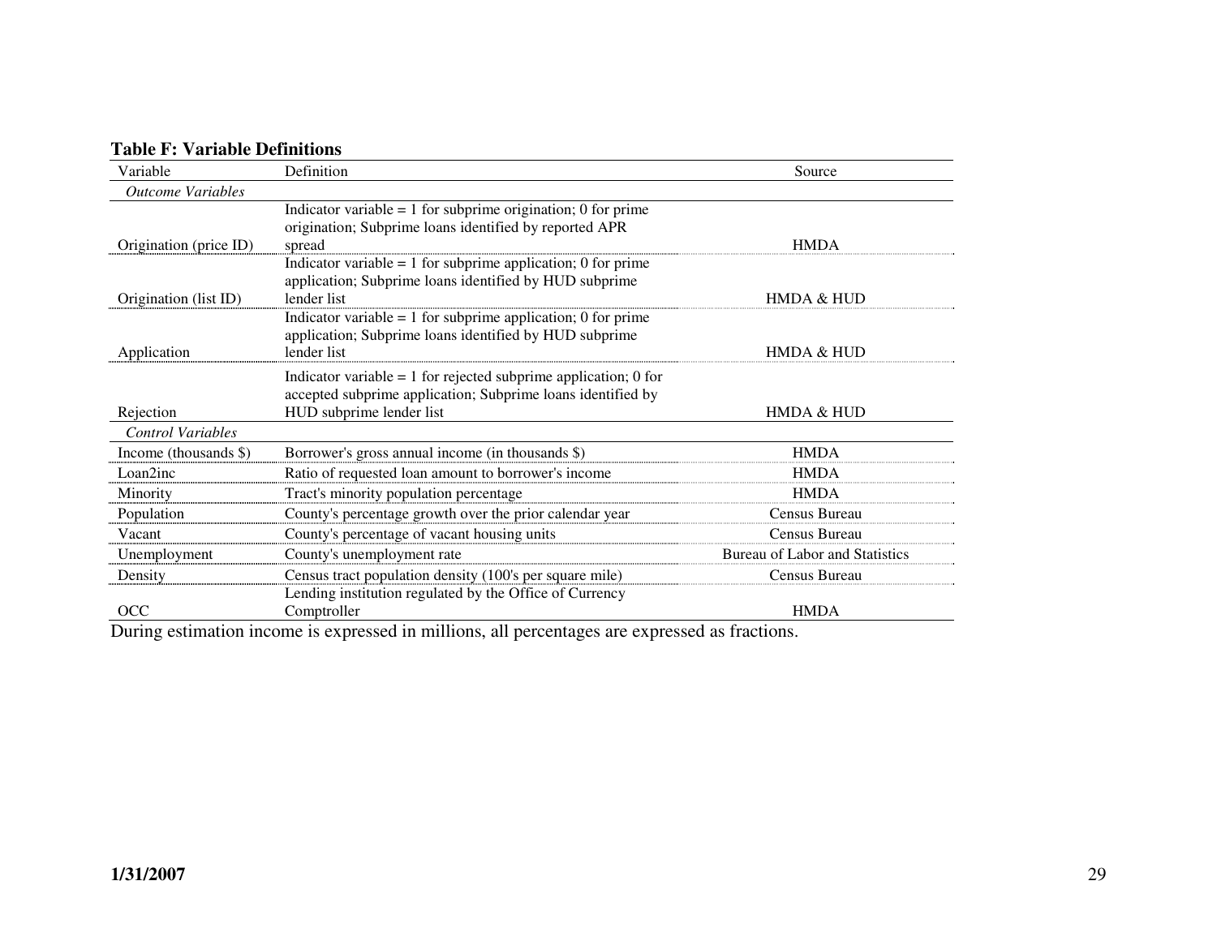**Table F: Variable Definitions**

| Variable | Definition | Source |
|---|---|---|
| *Outcome Variables* | | |
| Origination (price ID) | Indicator variable = 1 for subprime origination; 0 for prime origination; Subprime loans identified by reported APR spread | HMDA |
| Origination (list ID) | Indicator variable = 1 for subprime application; 0 for prime application; Subprime loans identified by HUD subprime lender list | HMDA & HUD |
| Application | Indicator variable = 1 for subprime application; 0 for prime application; Subprime loans identified by HUD subprime lender list | HMDA & HUD |
| Rejection | Indicator variable = 1 for rejected subprime application; 0 for accepted subprime application; Subprime loans identified by HUD subprime lender list | HMDA & HUD |
| *Control Variables* | | |
| Income (thousands $) | Borrower's gross annual income (in thousands $) | HMDA |
| Loan2inc | Ratio of requested loan amount to borrower's income | HMDA |
| Minority | Tract's minority population percentage | HMDA |
| Population | County's percentage growth over the prior calendar year | Census Bureau |
| Vacant | County's percentage of vacant housing units | Census Bureau |
| Unemployment | County's unemployment rate | Bureau of Labor and Statistics |
| Density | Census tract population density (100's per square mile) | Census Bureau |
| OCC | Lending institution regulated by the Office of Currency Comptroller | HMDA |

During estimation income is expressed in millions, all percentages are expressed as fractions.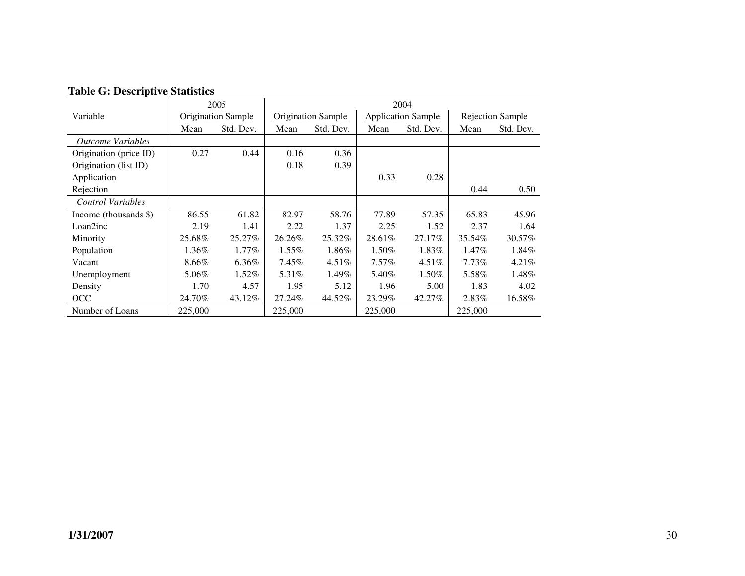**Table G: Descriptive Statistics**

| Variable | 2005 | | 2004 | | | | | |
|---|---|---|---|---|---|---|---|---|
| | Origination Sample | | Origination Sample | | Application Sample | | Rejection Sample | |
| | Mean | Std. Dev. | Mean | Std. Dev. | Mean | Std. Dev. | Mean | Std. Dev. |
| *Outcome Variables* | | | | | | | | |
| Origination (price ID) | 0.27 | 0.44 | 0.16 | 0.36 | | | | |
| Origination (list ID) | | | 0.18 | 0.39 | | | | |
| Application | | | | | 0.33 | 0.28 | | |
| Rejection | | | | | | | 0.44 | 0.50 |
| *Control Variables* | | | | | | | | |
| Income (thousands $) | 86.55 | 61.82 | 82.97 | 58.76 | 77.89 | 57.35 | 65.83 | 45.96 |
| Loan2inc | 2.19 | 1.41 | 2.22 | 1.37 | 2.25 | 1.52 | 2.37 | 1.64 |
| Minority | 25.68% | 25.27% | 26.26% | 25.32% | 28.61% | 27.17% | 35.54% | 30.57% |
| Population | 1.36% | 1.77% | 1.55% | 1.86% | 1.50% | 1.83% | 1.47% | 1.84% |
| Vacant | 8.66% | 6.36% | 7.45% | 4.51% | 7.57% | 4.51% | 7.73% | 4.21% |
| Unemployment | 5.06% | 1.52% | 5.31% | 1.49% | 5.40% | 1.50% | 5.58% | 1.48% |
| Density | 1.70 | 4.57 | 1.95 | 5.12 | 1.96 | 5.00 | 1.83 | 4.02 |
| OCC | 24.70% | 43.12% | 27.24% | 44.52% | 23.29% | 42.27% | 2.83% | 16.58% |
| Number of Loans | 225,000 | | 225,000 | | 225,000 | | 225,000 | |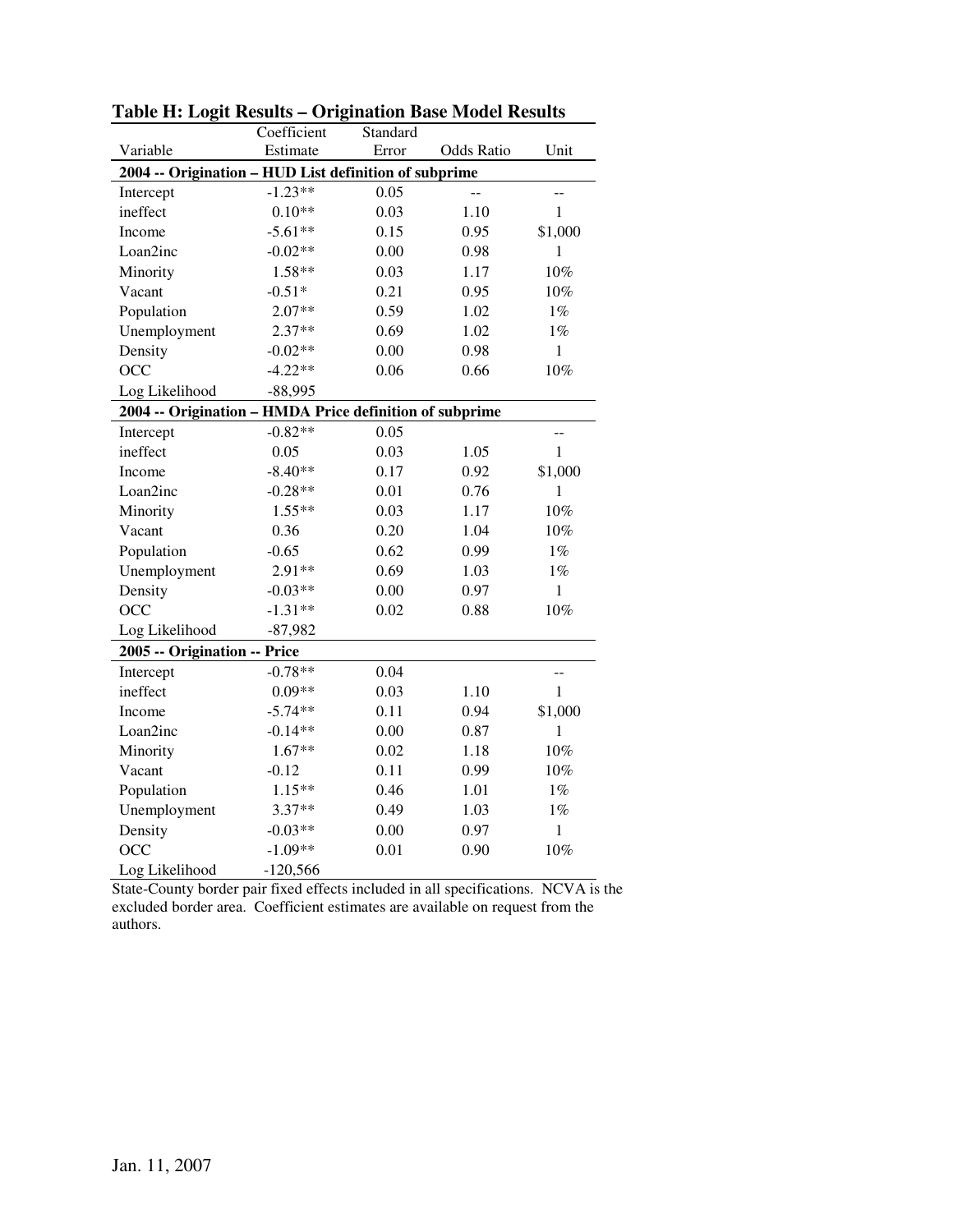**Table H: Logit Results – Origination Base Model Results**

| Variable | Coefficient Estimate | Standard Error | Odds Ratio | Unit |
|---|---|---|---|---|
| **2004 -- Origination – HUD List definition of subprime** | | | | |
| Intercept | -1.23** | 0.05 | -- | -- |
| ineffect | 0.10** | 0.03 | 1.10 | 1 |
| Income | -5.61** | 0.15 | 0.95 | $1,000 |
| Loan2inc | -0.02** | 0.00 | 0.98 | 1 |
| Minority | 1.58** | 0.03 | 1.17 | 10% |
| Vacant | -0.51* | 0.21 | 0.95 | 10% |
| Population | 2.07** | 0.59 | 1.02 | 1% |
| Unemployment | 2.37** | 0.69 | 1.02 | 1% |
| Density | -0.02** | 0.00 | 0.98 | 1 |
| OCC | -4.22** | 0.06 | 0.66 | 10% |
| Log Likelihood | -88,995 | | | |
| **2004 -- Origination – HMDA Price definition of subprime** | | | | |
| Intercept | -0.82** | 0.05 | | -- |
| ineffect | 0.05 | 0.03 | 1.05 | 1 |
| Income | -8.40** | 0.17 | 0.92 | $1,000 |
| Loan2inc | -0.28** | 0.01 | 0.76 | 1 |
| Minority | 1.55** | 0.03 | 1.17 | 10% |
| Vacant | 0.36 | 0.20 | 1.04 | 10% |
| Population | -0.65 | 0.62 | 0.99 | 1% |
| Unemployment | 2.91** | 0.69 | 1.03 | 1% |
| Density | -0.03** | 0.00 | 0.97 | 1 |
| OCC | -1.31** | 0.02 | 0.88 | 10% |
| Log Likelihood | -87,982 | | | |
| **2005 -- Origination -- Price** | | | | |
| Intercept | -0.78** | 0.04 | | -- |
| ineffect | 0.09** | 0.03 | 1.10 | 1 |
| Income | -5.74** | 0.11 | 0.94 | $1,000 |
| Loan2inc | -0.14** | 0.00 | 0.87 | 1 |
| Minority | 1.67** | 0.02 | 1.18 | 10% |
| Vacant | -0.12 | 0.11 | 0.99 | 10% |
| Population | 1.15** | 0.46 | 1.01 | 1% |
| Unemployment | 3.37** | 0.49 | 1.03 | 1% |
| Density | -0.03** | 0.00 | 0.97 | 1 |
| OCC | -1.09** | 0.01 | 0.90 | 10% |
| Log Likelihood | -120,566 | | | |

State-County border pair fixed effects included in all specifications. NCVA is the excluded border area. Coefficient estimates are available on request from the authors.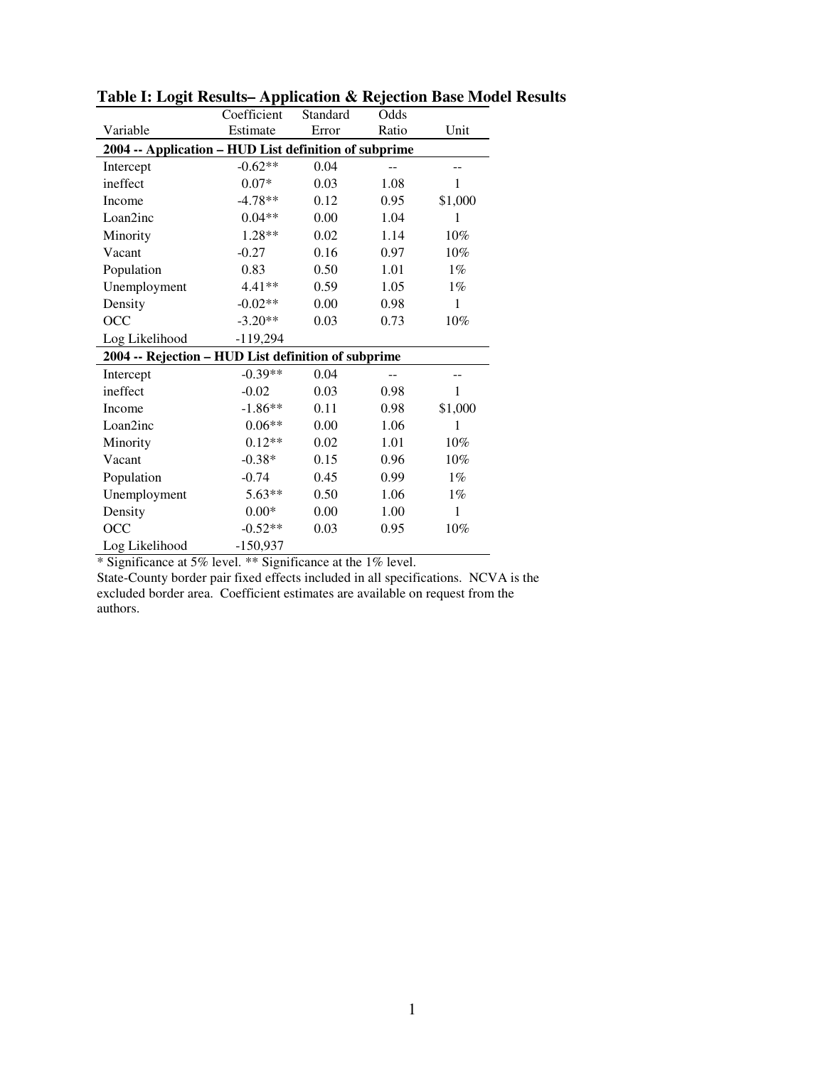**Table I: Logit Results– Application & Rejection Base Model Results**

| Variable | Coefficient Estimate | Standard Error | Odds Ratio | Unit |
|---|---|---|---|---|
| **2004 -- Application – HUD List definition of subprime** | | | | |
| Intercept | -0.62** | 0.04 | -- | -- |
| ineffect | 0.07* | 0.03 | 1.08 | 1 |
| Income | -4.78** | 0.12 | 0.95 | $1,000 |
| Loan2inc | 0.04** | 0.00 | 1.04 | 1 |
| Minority | 1.28** | 0.02 | 1.14 | 10% |
| Vacant | -0.27 | 0.16 | 0.97 | 10% |
| Population | 0.83 | 0.50 | 1.01 | 1% |
| Unemployment | 4.41** | 0.59 | 1.05 | 1% |
| Density | -0.02** | 0.00 | 0.98 | 1 |
| OCC | -3.20** | 0.03 | 0.73 | 10% |
| Log Likelihood | -119,294 | | | |
| **2004 -- Rejection – HUD List definition of subprime** | | | | |
| Intercept | -0.39** | 0.04 | -- | -- |
| ineffect | -0.02 | 0.03 | 0.98 | 1 |
| Income | -1.86** | 0.11 | 0.98 | $1,000 |
| Loan2inc | 0.06** | 0.00 | 1.06 | 1 |
| Minority | 0.12** | 0.02 | 1.01 | 10% |
| Vacant | -0.38* | 0.15 | 0.96 | 10% |
| Population | -0.74 | 0.45 | 0.99 | 1% |
| Unemployment | 5.63** | 0.50 | 1.06 | 1% |
| Density | 0.00* | 0.00 | 1.00 | 1 |
| OCC | -0.52** | 0.03 | 0.95 | 10% |
| Log Likelihood | -150,937 | | | |

* Significance at 5% level. ** Significance at the 1% level.

State-County border pair fixed effects included in all specifications. NCVA is the excluded border area. Coefficient estimates are available on request from the authors.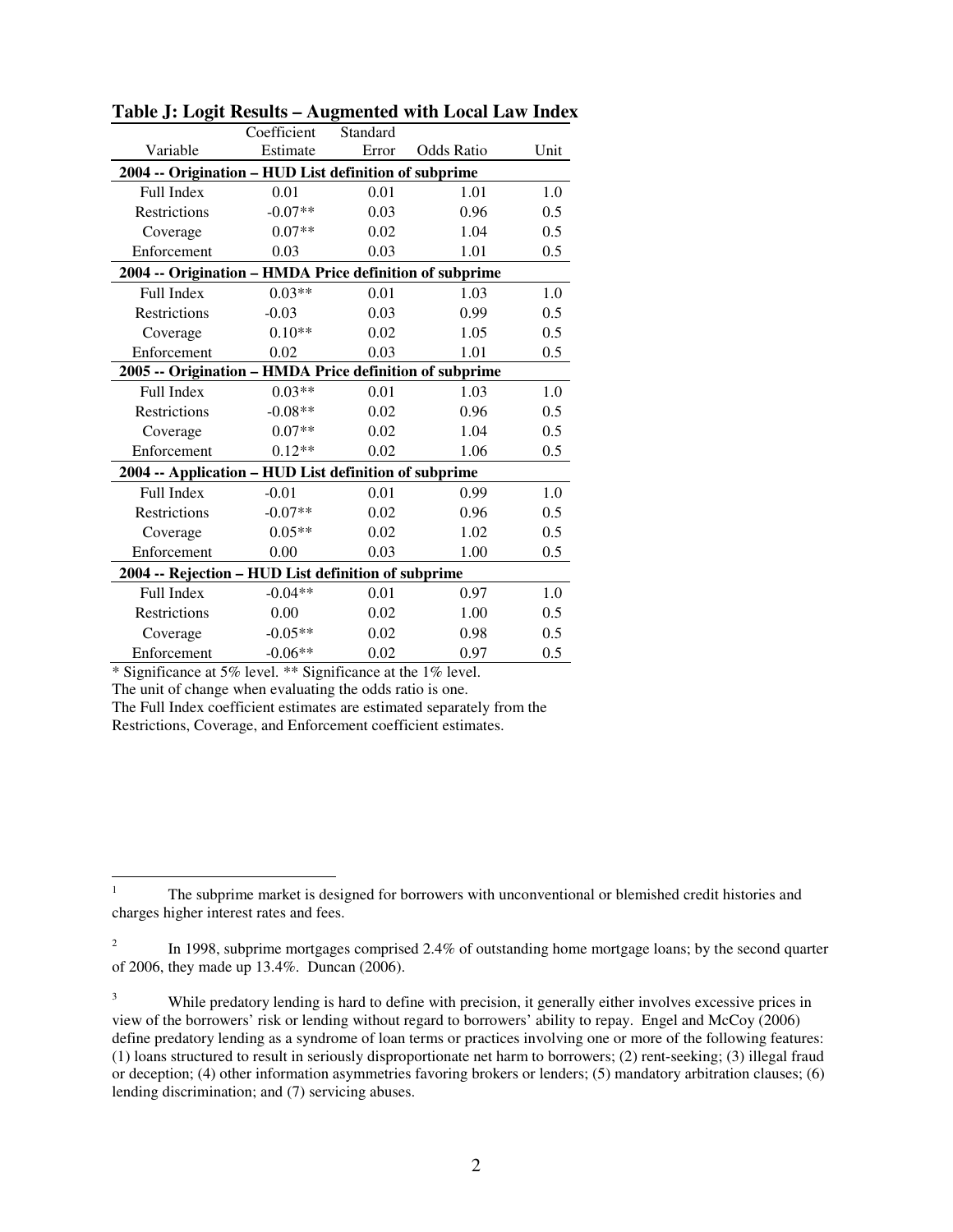**Table J: Logit Results – Augmented with Local Law Index**

| Variable | Coefficient Estimate | Standard Error | Odds Ratio | Unit |
|---|---|---|---|---|
| **2004 -- Origination – HUD List definition of subprime** | | | | |
| Full Index | 0.01 | 0.01 | 1.01 | 1.0 |
| Restrictions | -0.07** | 0.03 | 0.96 | 0.5 |
| Coverage | 0.07** | 0.02 | 1.04 | 0.5 |
| Enforcement | 0.03 | 0.03 | 1.01 | 0.5 |
| **2004 -- Origination – HMDA Price definition of subprime** | | | | |
| Full Index | 0.03** | 0.01 | 1.03 | 1.0 |
| Restrictions | -0.03 | 0.03 | 0.99 | 0.5 |
| Coverage | 0.10** | 0.02 | 1.05 | 0.5 |
| Enforcement | 0.02 | 0.03 | 1.01 | 0.5 |
| **2005 -- Origination – HMDA Price definition of subprime** | | | | |
| Full Index | 0.03** | 0.01 | 1.03 | 1.0 |
| Restrictions | -0.08** | 0.02 | 0.96 | 0.5 |
| Coverage | 0.07** | 0.02 | 1.04 | 0.5 |
| Enforcement | 0.12** | 0.02 | 1.06 | 0.5 |
| **2004 -- Application – HUD List definition of subprime** | | | | |
| Full Index | -0.01 | 0.01 | 0.99 | 1.0 |
| Restrictions | -0.07** | 0.02 | 0.96 | 0.5 |
| Coverage | 0.05** | 0.02 | 1.02 | 0.5 |
| Enforcement | 0.00 | 0.03 | 1.00 | 0.5 |
| **2004 -- Rejection – HUD List definition of subprime** | | | | |
| Full Index | -0.04** | 0.01 | 0.97 | 1.0 |
| Restrictions | 0.00 | 0.02 | 1.00 | 0.5 |
| Coverage | -0.05** | 0.02 | 0.98 | 0.5 |
| Enforcement | -0.06** | 0.02 | 0.97 | 0.5 |

* Significance at 5% level. ** Significance at the 1% level.
The unit of change when evaluating the odds ratio is one.
The Full Index coefficient estimates are estimated separately from the Restrictions, Coverage, and Enforcement coefficient estimates.

---

[1] The subprime market is designed for borrowers with unconventional or blemished credit histories and charges higher interest rates and fees.

[2] In 1998, subprime mortgages comprised 2.4% of outstanding home mortgage loans; by the second quarter of 2006, they made up 13.4%. Duncan (2006).

[3] While predatory lending is hard to define with precision, it generally either involves excessive prices in view of the borrowers' risk or lending without regard to borrowers' ability to repay. Engel and McCoy (2006) define predatory lending as a syndrome of loan terms or practices involving one or more of the following features: (1) loans structured to result in seriously disproportionate net harm to borrowers; (2) rent-seeking; (3) illegal fraud or deception; (4) other information asymmetries favoring brokers or lenders; (5) mandatory arbitration clauses; (6) lending discrimination; and (7) servicing abuses.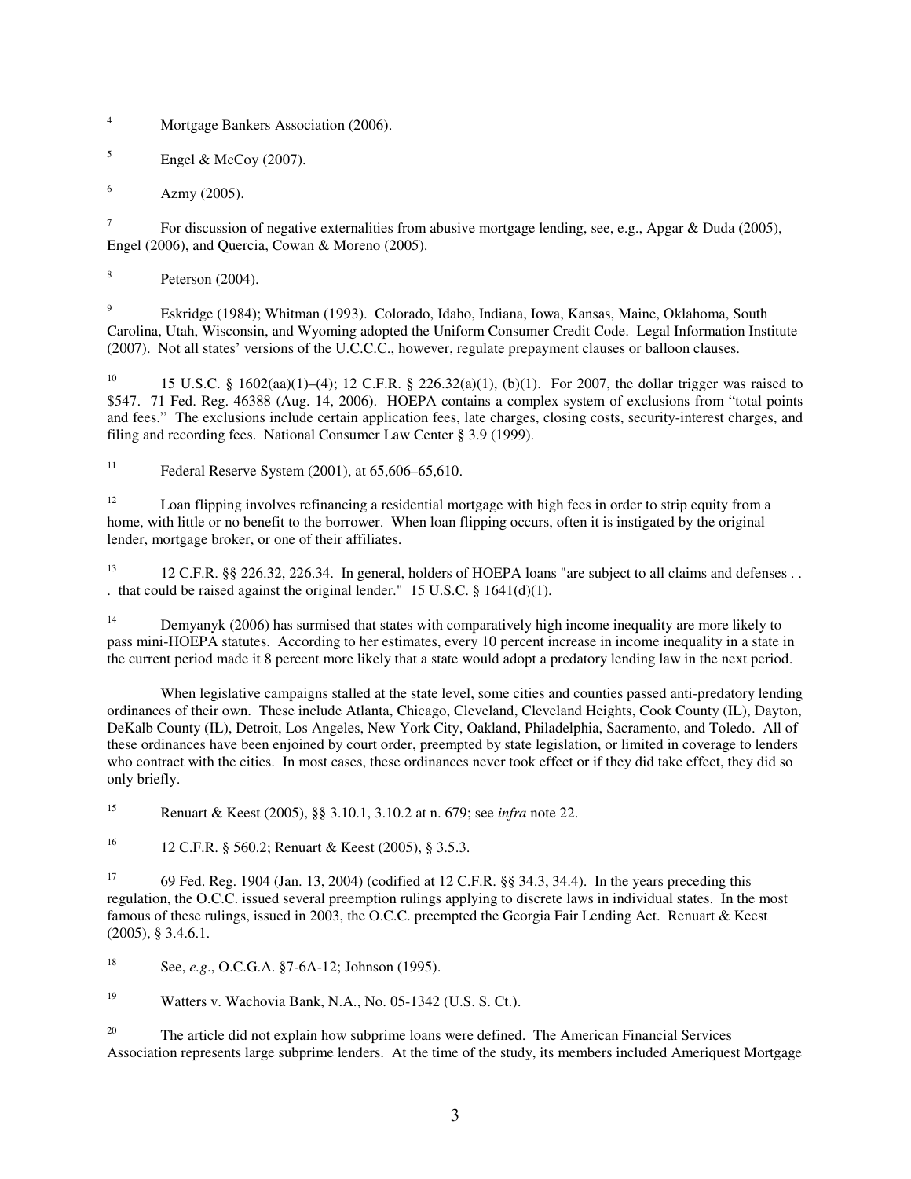[4] Mortgage Bankers Association (2006).

[5] Engel & McCoy (2007).

[6] Azmy (2005).

[7] For discussion of negative externalities from abusive mortgage lending, see, e.g., Apgar & Duda (2005), Engel (2006), and Quercia, Cowan & Moreno (2005).

[8] Peterson (2004).

[9] Eskridge (1984); Whitman (1993). Colorado, Idaho, Indiana, Iowa, Kansas, Maine, Oklahoma, South Carolina, Utah, Wisconsin, and Wyoming adopted the Uniform Consumer Credit Code. Legal Information Institute (2007). Not all states' versions of the U.C.C.C., however, regulate prepayment clauses or balloon clauses.

[10] 15 U.S.C. § 1602(aa)(1)–(4); 12 C.F.R. § 226.32(a)(1), (b)(1). For 2007, the dollar trigger was raised to $547. 71 Fed. Reg. 46388 (Aug. 14, 2006). HOEPA contains a complex system of exclusions from "total points and fees." The exclusions include certain application fees, late charges, closing costs, security-interest charges, and filing and recording fees. National Consumer Law Center § 3.9 (1999).

[11] Federal Reserve System (2001), at 65,606–65,610.

[12] Loan flipping involves refinancing a residential mortgage with high fees in order to strip equity from a home, with little or no benefit to the borrower. When loan flipping occurs, often it is instigated by the original lender, mortgage broker, or one of their affiliates.

[13] 12 C.F.R. §§ 226.32, 226.34. In general, holders of HOEPA loans "are subject to all claims and defenses . . . that could be raised against the original lender." 15 U.S.C. § 1641(d)(1).

[14] Demyanyk (2006) has surmised that states with comparatively high income inequality are more likely to pass mini-HOEPA statutes. According to her estimates, every 10 percent increase in income inequality in a state in the current period made it 8 percent more likely that a state would adopt a predatory lending law in the next period.

When legislative campaigns stalled at the state level, some cities and counties passed anti-predatory lending ordinances of their own. These include Atlanta, Chicago, Cleveland, Cleveland Heights, Cook County (IL), Dayton, DeKalb County (IL), Detroit, Los Angeles, New York City, Oakland, Philadelphia, Sacramento, and Toledo. All of these ordinances have been enjoined by court order, preempted by state legislation, or limited in coverage to lenders who contract with the cities. In most cases, these ordinances never took effect or if they did take effect, they did so only briefly.

[15] Renuart & Keest (2005), §§ 3.10.1, 3.10.2 at n. 679; see *infra* note 22.

[16] 12 C.F.R. § 560.2; Renuart & Keest (2005), § 3.5.3.

[17] 69 Fed. Reg. 1904 (Jan. 13, 2004) (codified at 12 C.F.R. §§ 34.3, 34.4). In the years preceding this regulation, the O.C.C. issued several preemption rulings applying to discrete laws in individual states. In the most famous of these rulings, issued in 2003, the O.C.C. preempted the Georgia Fair Lending Act. Renuart & Keest (2005), § 3.4.6.1.

[18] See, *e.g.*, O.C.G.A. §7-6A-12; Johnson (1995).

[19] Watters v. Wachovia Bank, N.A., No. 05-1342 (U.S. S. Ct.).

[20] The article did not explain how subprime loans were defined. The American Financial Services Association represents large subprime lenders. At the time of the study, its members included Ameriquest Mortgage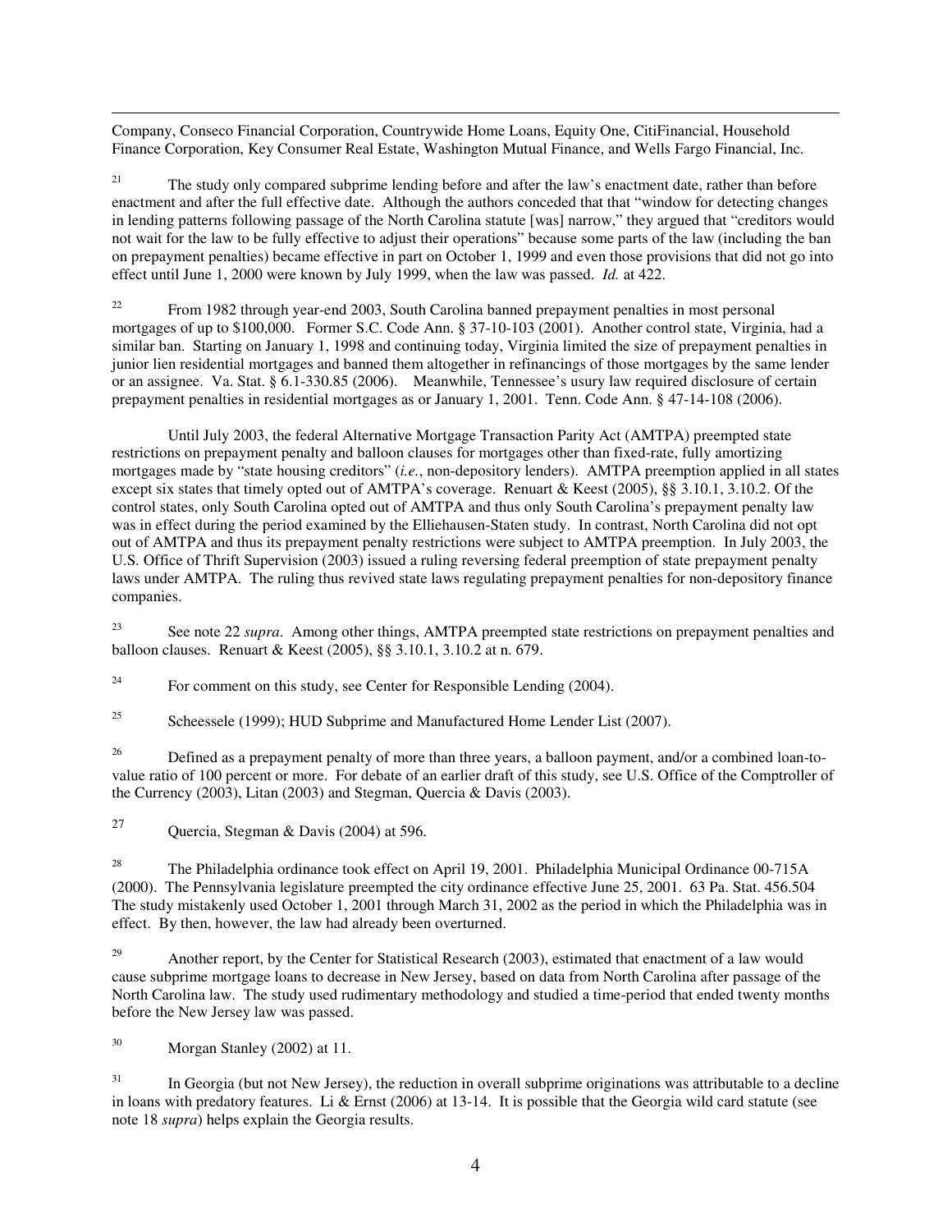Company, Conseco Financial Corporation, Countrywide Home Loans, Equity One, CitiFinancial, Household Finance Corporation, Key Consumer Real Estate, Washington Mutual Finance, and Wells Fargo Financial, Inc.

[21] The study only compared subprime lending before and after the law's enactment date, rather than before enactment and after the full effective date. Although the authors conceded that that "window for detecting changes in lending patterns following passage of the North Carolina statute [was] narrow," they argued that "creditors would not wait for the law to be fully effective to adjust their operations" because some parts of the law (including the ban on prepayment penalties) became effective in part on October 1, 1999 and even those provisions that did not go into effect until June 1, 2000 were known by July 1999, when the law was passed. *Id.* at 422.

[22] From 1982 through year-end 2003, South Carolina banned prepayment penalties in most personal mortgages of up to $100,000. Former S.C. Code Ann. § 37-10-103 (2001). Another control state, Virginia, had a similar ban. Starting on January 1, 1998 and continuing today, Virginia limited the size of prepayment penalties in junior lien residential mortgages and banned them altogether in refinancings of those mortgages by the same lender or an assignee. Va. Stat. § 6.1-330.85 (2006). Meanwhile, Tennessee's usury law required disclosure of certain prepayment penalties in residential mortgages as or January 1, 2001. Tenn. Code Ann. § 47-14-108 (2006).

Until July 2003, the federal Alternative Mortgage Transaction Parity Act (AMTPA) preempted state restrictions on prepayment penalty and balloon clauses for mortgages other than fixed-rate, fully amortizing mortgages made by "state housing creditors" (*i.e.*, non-depository lenders). AMTPA preemption applied in all states except six states that timely opted out of AMTPA's coverage. Renuart & Keest (2005), §§ 3.10.1, 3.10.2. Of the control states, only South Carolina opted out of AMTPA and thus only South Carolina's prepayment penalty law was in effect during the period examined by the Elliehausen-Staten study. In contrast, North Carolina did not opt out of AMTPA and thus its prepayment penalty restrictions were subject to AMTPA preemption. In July 2003, the U.S. Office of Thrift Supervision (2003) issued a ruling reversing federal preemption of state prepayment penalty laws under AMTPA. The ruling thus revived state laws regulating prepayment penalties for non-depository finance companies.

[23] See note 22 *supra*. Among other things, AMTPA preempted state restrictions on prepayment penalties and balloon clauses. Renuart & Keest (2005), §§ 3.10.1, 3.10.2 at n. 679.

[24] For comment on this study, see Center for Responsible Lending (2004).

[25] Scheessele (1999); HUD Subprime and Manufactured Home Lender List (2007).

[26] Defined as a prepayment penalty of more than three years, a balloon payment, and/or a combined loan-to-value ratio of 100 percent or more. For debate of an earlier draft of this study, see U.S. Office of the Comptroller of the Currency (2003), Litan (2003) and Stegman, Quercia & Davis (2003).

[27] Quercia, Stegman & Davis (2004) at 596.

[28] The Philadelphia ordinance took effect on April 19, 2001. Philadelphia Municipal Ordinance 00-715A (2000). The Pennsylvania legislature preempted the city ordinance effective June 25, 2001. 63 Pa. Stat. 456.504 The study mistakenly used October 1, 2001 through March 31, 2002 as the period in which the Philadelphia was in effect. By then, however, the law had already been overturned.

[29] Another report, by the Center for Statistical Research (2003), estimated that enactment of a law would cause subprime mortgage loans to decrease in New Jersey, based on data from North Carolina after passage of the North Carolina law. The study used rudimentary methodology and studied a time-period that ended twenty months before the New Jersey law was passed.

[30] Morgan Stanley (2002) at 11.

[31] In Georgia (but not New Jersey), the reduction in overall subprime originations was attributable to a decline in loans with predatory features. Li & Ernst (2006) at 13-14. It is possible that the Georgia wild card statute (see note 18 *supra*) helps explain the Georgia results.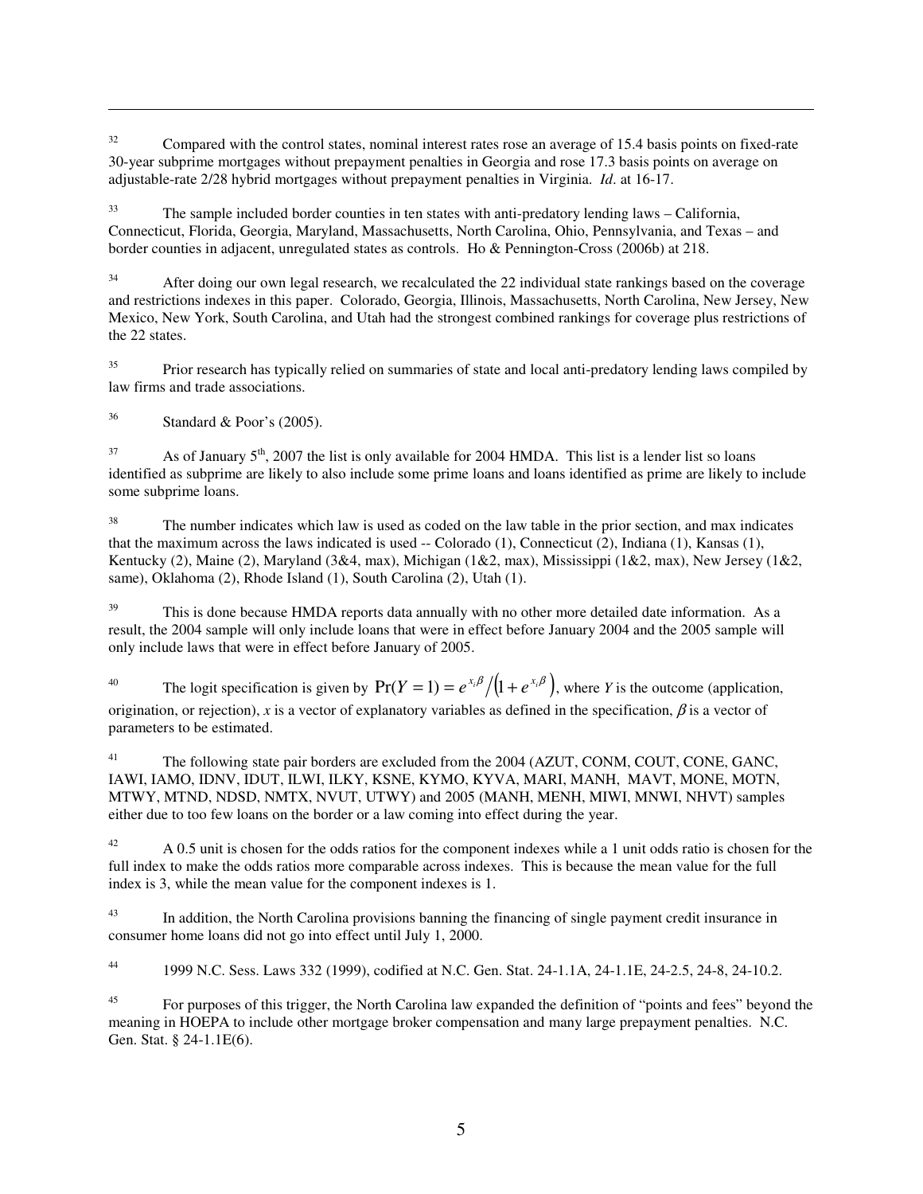[32] Compared with the control states, nominal interest rates rose an average of 15.4 basis points on fixed-rate 30-year subprime mortgages without prepayment penalties in Georgia and rose 17.3 basis points on average on adjustable-rate 2/28 hybrid mortgages without prepayment penalties in Virginia. *Id*. at 16-17.

[33] The sample included border counties in ten states with anti-predatory lending laws – California, Connecticut, Florida, Georgia, Maryland, Massachusetts, North Carolina, Ohio, Pennsylvania, and Texas – and border counties in adjacent, unregulated states as controls. Ho & Pennington-Cross (2006b) at 218.

[34] After doing our own legal research, we recalculated the 22 individual state rankings based on the coverage and restrictions indexes in this paper. Colorado, Georgia, Illinois, Massachusetts, North Carolina, New Jersey, New Mexico, New York, South Carolina, and Utah had the strongest combined rankings for coverage plus restrictions of the 22 states.

[35] Prior research has typically relied on summaries of state and local anti-predatory lending laws compiled by law firms and trade associations.

[36] Standard & Poor's (2005).

[37] As of January 5th, 2007 the list is only available for 2004 HMDA. This list is a lender list so loans identified as subprime are likely to also include some prime loans and loans identified as prime are likely to include some subprime loans.

[38] The number indicates which law is used as coded on the law table in the prior section, and max indicates that the maximum across the laws indicated is used -- Colorado (1), Connecticut (2), Indiana (1), Kansas (1), Kentucky (2), Maine (2), Maryland (3&4, max), Michigan (1&2, max), Mississippi (1&2, max), New Jersey (1&2, same), Oklahoma (2), Rhode Island (1), South Carolina (2), Utah (1).

[39] This is done because HMDA reports data annually with no other more detailed date information. As a result, the 2004 sample will only include loans that were in effect before January 2004 and the 2005 sample will only include laws that were in effect before January of 2005.

[40] The logit specification is given by $\Pr(Y=1) = e^{x_i\beta} / \left(1 + e^{x_i\beta}\right)$, where *Y* is the outcome (application, origination, or rejection), *x* is a vector of explanatory variables as defined in the specification, $\beta$ is a vector of parameters to be estimated.

[41] The following state pair borders are excluded from the 2004 (AZUT, CONM, COUT, CONE, GANC, IAWI, IAMO, IDNV, IDUT, ILWI, ILKY, KSNE, KYMO, KYVA, MARI, MANH, MAVT, MONE, MOTN, MTWY, MTND, NDSD, NMTX, NVUT, UTWY) and 2005 (MANH, MENH, MIWI, MNWI, NHVT) samples either due to too few loans on the border or a law coming into effect during the year.

[42] A 0.5 unit is chosen for the odds ratios for the component indexes while a 1 unit odds ratio is chosen for the full index to make the odds ratios more comparable across indexes. This is because the mean value for the full index is 3, while the mean value for the component indexes is 1.

[43] In addition, the North Carolina provisions banning the financing of single payment credit insurance in consumer home loans did not go into effect until July 1, 2000.

[44] 1999 N.C. Sess. Laws 332 (1999), codified at N.C. Gen. Stat. 24-1.1A, 24-1.1E, 24-2.5, 24-8, 24-10.2.

[45] For purposes of this trigger, the North Carolina law expanded the definition of "points and fees" beyond the meaning in HOEPA to include other mortgage broker compensation and many large prepayment penalties. N.C. Gen. Stat. § 24-1.1E(6).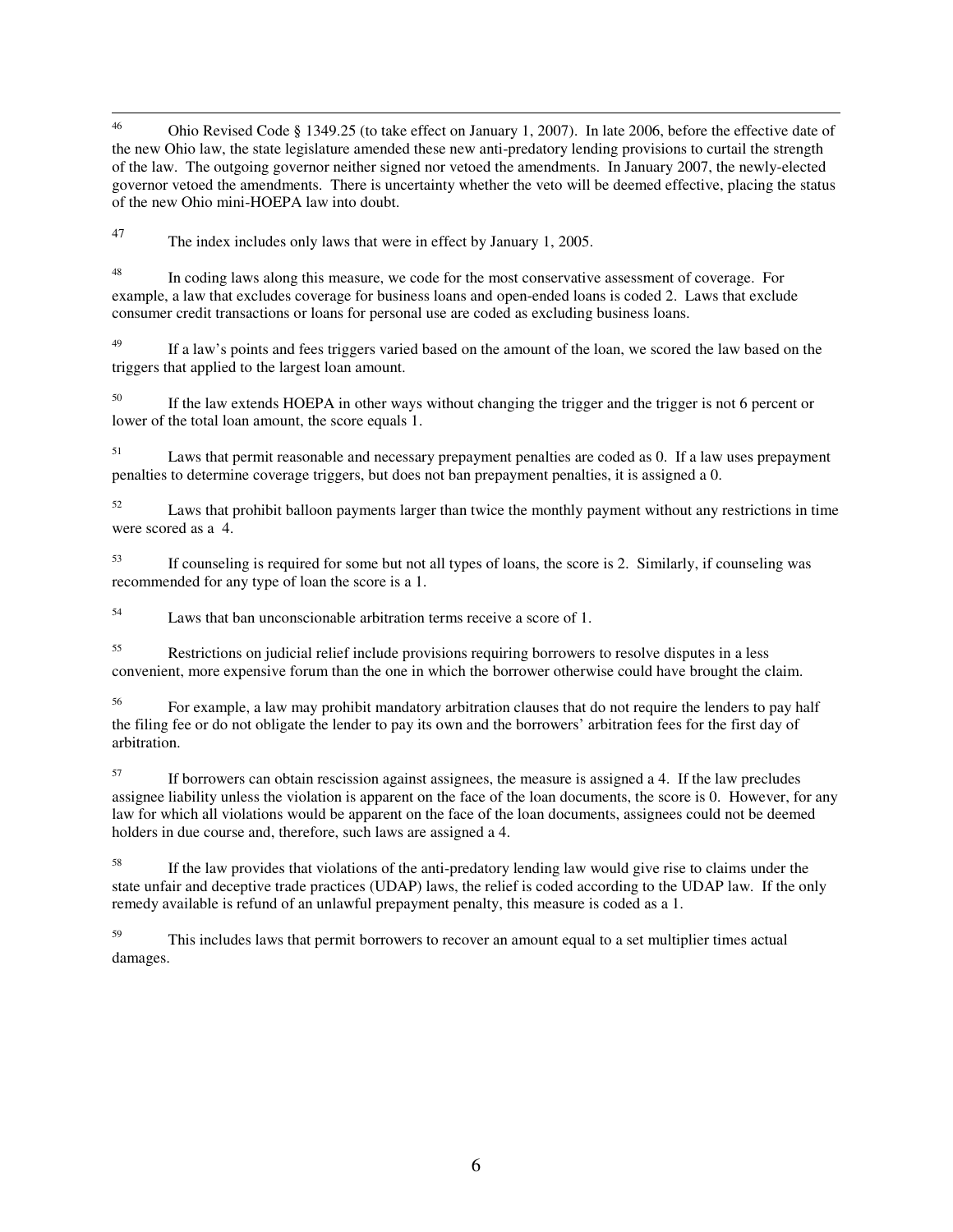[46] Ohio Revised Code § 1349.25 (to take effect on January 1, 2007). In late 2006, before the effective date of the new Ohio law, the state legislature amended these new anti-predatory lending provisions to curtail the strength of the law. The outgoing governor neither signed nor vetoed the amendments. In January 2007, the newly-elected governor vetoed the amendments. There is uncertainty whether the veto will be deemed effective, placing the status of the new Ohio mini-HOEPA law into doubt.

[47] The index includes only laws that were in effect by January 1, 2005.

[48] In coding laws along this measure, we code for the most conservative assessment of coverage. For example, a law that excludes coverage for business loans and open-ended loans is coded 2. Laws that exclude consumer credit transactions or loans for personal use are coded as excluding business loans.

[49] If a law's points and fees triggers varied based on the amount of the loan, we scored the law based on the triggers that applied to the largest loan amount.

[50] If the law extends HOEPA in other ways without changing the trigger and the trigger is not 6 percent or lower of the total loan amount, the score equals 1.

[51] Laws that permit reasonable and necessary prepayment penalties are coded as 0. If a law uses prepayment penalties to determine coverage triggers, but does not ban prepayment penalties, it is assigned a 0.

[52] Laws that prohibit balloon payments larger than twice the monthly payment without any restrictions in time were scored as a 4.

[53] If counseling is required for some but not all types of loans, the score is 2. Similarly, if counseling was recommended for any type of loan the score is a 1.

[54] Laws that ban unconscionable arbitration terms receive a score of 1.

[55] Restrictions on judicial relief include provisions requiring borrowers to resolve disputes in a less convenient, more expensive forum than the one in which the borrower otherwise could have brought the claim.

[56] For example, a law may prohibit mandatory arbitration clauses that do not require the lenders to pay half the filing fee or do not obligate the lender to pay its own and the borrowers' arbitration fees for the first day of arbitration.

[57] If borrowers can obtain rescission against assignees, the measure is assigned a 4. If the law precludes assignee liability unless the violation is apparent on the face of the loan documents, the score is 0. However, for any law for which all violations would be apparent on the face of the loan documents, assignees could not be deemed holders in due course and, therefore, such laws are assigned a 4.

[58] If the law provides that violations of the anti-predatory lending law would give rise to claims under the state unfair and deceptive trade practices (UDAP) laws, the relief is coded according to the UDAP law. If the only remedy available is refund of an unlawful prepayment penalty, this measure is coded as a 1.

[59] This includes laws that permit borrowers to recover an amount equal to a set multiplier times actual damages.